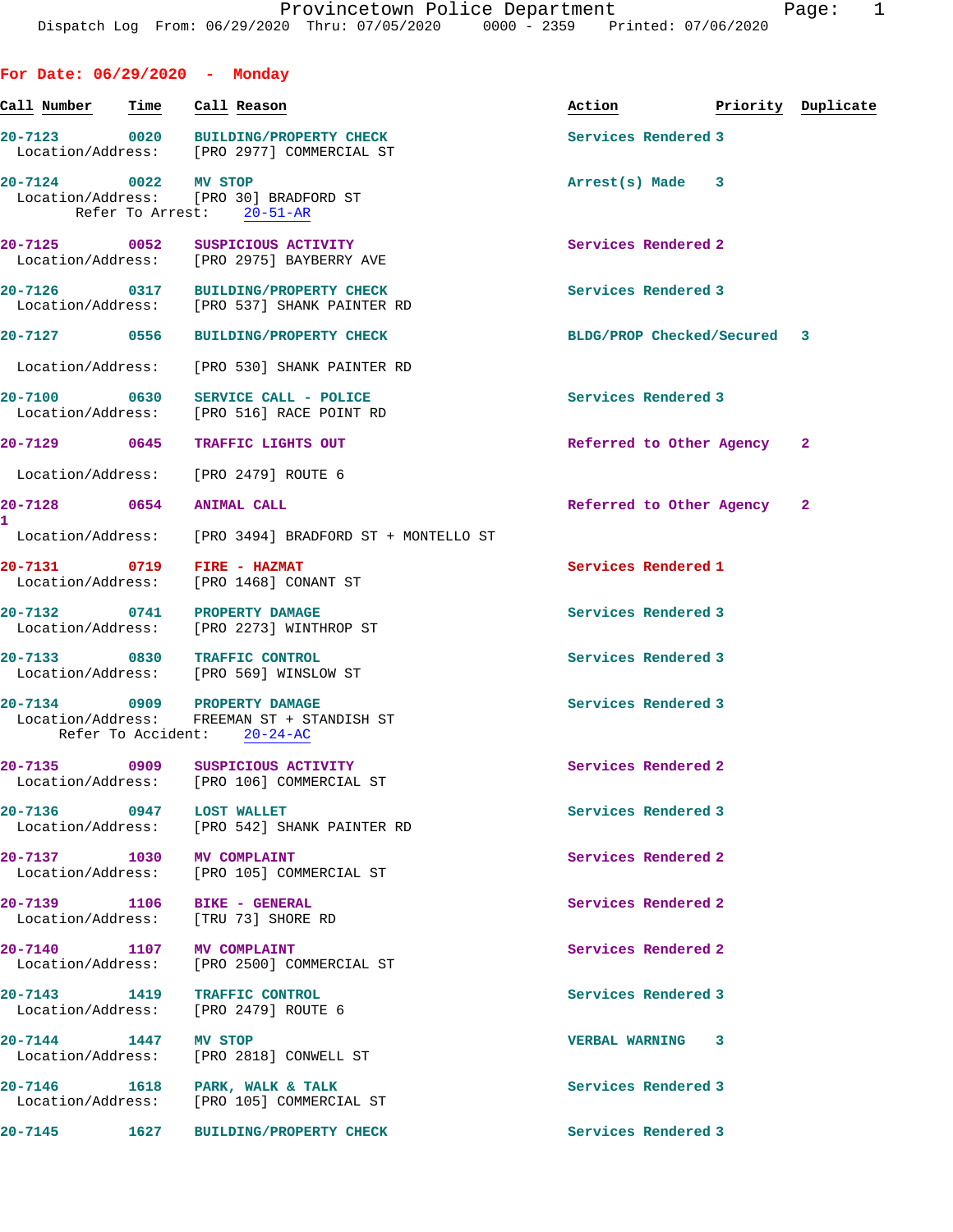Provincetown Police Department
Dispatch Log From: 06/29/2020 Thru: 07/05/2020 0000 - 2359 Printed: 07/06/2020

## For Date: 06/29/2020 - Monday

| Call Number | Time | Call Reason | Action | Priority | Duplicate |
|---|---|---|---|---|---|
| 20-7123 | 0020 | BUILDING/PROPERTY CHECK | Services Rendered | 3 | |
| Location/Address: | | [PRO 2977] COMMERCIAL ST | | | |
| 20-7124 | 0022 | MV STOP | Arrest(s) Made | 3 | |
| Location/Address: | | [PRO 30] BRADFORD ST | | | |
| Refer To Arrest: | | 20-51-AR | | | |
| 20-7125 | 0052 | SUSPICIOUS ACTIVITY | Services Rendered | 2 | |
| Location/Address: | | [PRO 2975] BAYBERRY AVE | | | |
| 20-7126 | 0317 | BUILDING/PROPERTY CHECK | Services Rendered | 3 | |
| Location/Address: | | [PRO 537] SHANK PAINTER RD | | | |
| 20-7127 | 0556 | BUILDING/PROPERTY CHECK | BLDG/PROP Checked/Secured | 3 | |
| Location/Address: | | [PRO 530] SHANK PAINTER RD | | | |
| 20-7100 | 0630 | SERVICE CALL - POLICE | Services Rendered | 3 | |
| Location/Address: | | [PRO 516] RACE POINT RD | | | |
| 20-7129 | 0645 | TRAFFIC LIGHTS OUT | Referred to Other Agency | 2 | |
| Location/Address: | | [PRO 2479] ROUTE 6 | | | |
| 20-7128 | 0654 | ANIMAL CALL | Referred to Other Agency | 2 | 1 |
| Location/Address: | | [PRO 3494] BRADFORD ST + MONTELLO ST | | | |
| 20-7131 | 0719 | FIRE - HAZMAT | Services Rendered | 1 | |
| Location/Address: | | [PRO 1468] CONANT ST | | | |
| 20-7132 | 0741 | PROPERTY DAMAGE | Services Rendered | 3 | |
| Location/Address: | | [PRO 2273] WINTHROP ST | | | |
| 20-7133 | 0830 | TRAFFIC CONTROL | Services Rendered | 3 | |
| Location/Address: | | [PRO 569] WINSLOW ST | | | |
| 20-7134 | 0909 | PROPERTY DAMAGE | Services Rendered | 3 | |
| Location/Address: | | FREEMAN ST + STANDISH ST | | | |
| Refer To Accident: | | 20-24-AC | | | |
| 20-7135 | 0909 | SUSPICIOUS ACTIVITY | Services Rendered | 2 | |
| Location/Address: | | [PRO 106] COMMERCIAL ST | | | |
| 20-7136 | 0947 | LOST WALLET | Services Rendered | 3 | |
| Location/Address: | | [PRO 542] SHANK PAINTER RD | | | |
| 20-7137 | 1030 | MV COMPLAINT | Services Rendered | 2 | |
| Location/Address: | | [PRO 105] COMMERCIAL ST | | | |
| 20-7139 | 1106 | BIKE - GENERAL | Services Rendered | 2 | |
| Location/Address: | | [TRU 73] SHORE RD | | | |
| 20-7140 | 1107 | MV COMPLAINT | Services Rendered | 2 | |
| Location/Address: | | [PRO 2500] COMMERCIAL ST | | | |
| 20-7143 | 1419 | TRAFFIC CONTROL | Services Rendered | 3 | |
| Location/Address: | | [PRO 2479] ROUTE 6 | | | |
| 20-7144 | 1447 | MV STOP | VERBAL WARNING | 3 | |
| Location/Address: | | [PRO 2818] CONWELL ST | | | |
| 20-7146 | 1618 | PARK, WALK & TALK | Services Rendered | 3 | |
| Location/Address: | | [PRO 105] COMMERCIAL ST | | | |
| 20-7145 | 1627 | BUILDING/PROPERTY CHECK | Services Rendered | 3 | |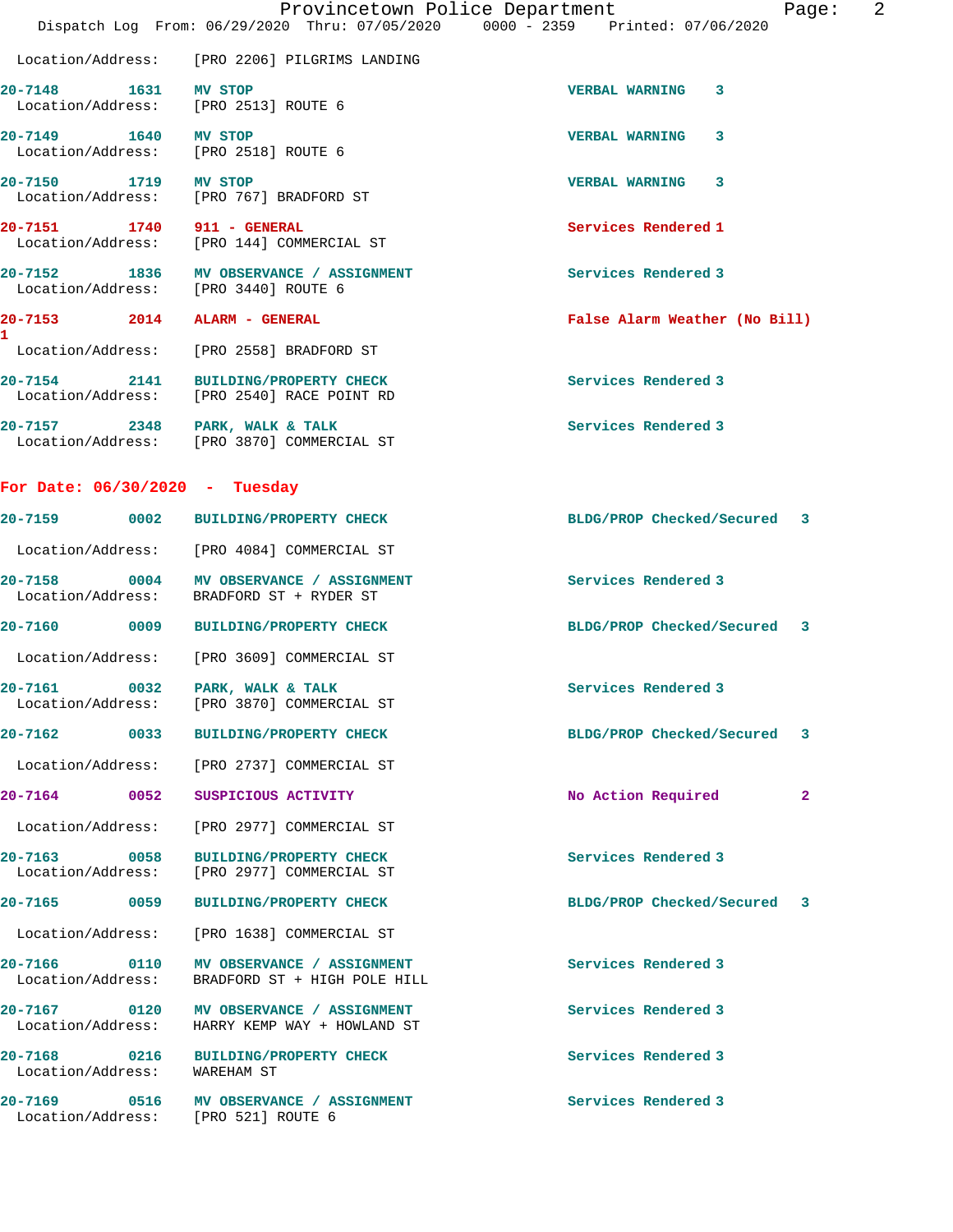Location/Address: [PRO 2206] PILGRIMS LANDING

**20-7148** 1631 **MV STOP** VERBAL WARNING 3
Location/Address: [PRO 2513] ROUTE 6

**20-7149** 1640 **MV STOP** VERBAL WARNING 3
Location/Address: [PRO 2518] ROUTE 6

**20-7150** 1719 **MV STOP** VERBAL WARNING 3
Location/Address: [PRO 767] BRADFORD ST

**20-7151** 1740 **911 - GENERAL** Services Rendered 1
Location/Address: [PRO 144] COMMERCIAL ST

**20-7152** 1836 **MV OBSERVANCE / ASSIGNMENT** Services Rendered 3
Location/Address: [PRO 3440] ROUTE 6

**20-7153** 2014 **ALARM - GENERAL** False Alarm Weather (No Bill) 1
Location/Address: [PRO 2558] BRADFORD ST

**20-7154** 2141 **BUILDING/PROPERTY CHECK** Services Rendered 3
Location/Address: [PRO 2540] RACE POINT RD

**20-7157** 2348 **PARK, WALK & TALK** Services Rendered 3
Location/Address: [PRO 3870] COMMERCIAL ST

## For Date: 06/30/2020 - Tuesday

**20-7159** 0002 **BUILDING/PROPERTY CHECK** BLDG/PROP Checked/Secured 3
Location/Address: [PRO 4084] COMMERCIAL ST

**20-7158** 0004 **MV OBSERVANCE / ASSIGNMENT** Services Rendered 3
Location/Address: BRADFORD ST + RYDER ST

**20-7160** 0009 **BUILDING/PROPERTY CHECK** BLDG/PROP Checked/Secured 3
Location/Address: [PRO 3609] COMMERCIAL ST

**20-7161** 0032 **PARK, WALK & TALK** Services Rendered 3
Location/Address: [PRO 3870] COMMERCIAL ST

**20-7162** 0033 **BUILDING/PROPERTY CHECK** BLDG/PROP Checked/Secured 3
Location/Address: [PRO 2737] COMMERCIAL ST

**20-7164** 0052 **SUSPICIOUS ACTIVITY** No Action Required 2
Location/Address: [PRO 2977] COMMERCIAL ST

**20-7163** 0058 **BUILDING/PROPERTY CHECK** Services Rendered 3
Location/Address: [PRO 2977] COMMERCIAL ST

**20-7165** 0059 **BUILDING/PROPERTY CHECK** BLDG/PROP Checked/Secured 3
Location/Address: [PRO 1638] COMMERCIAL ST

**20-7166** 0110 **MV OBSERVANCE / ASSIGNMENT** Services Rendered 3
Location/Address: BRADFORD ST + HIGH POLE HILL

**20-7167** 0120 **MV OBSERVANCE / ASSIGNMENT** Services Rendered 3
Location/Address: HARRY KEMP WAY + HOWLAND ST

**20-7168** 0216 **BUILDING/PROPERTY CHECK** Services Rendered 3
Location/Address: WAREHAM ST

**20-7169** 0516 **MV OBSERVANCE / ASSIGNMENT** Services Rendered 3
Location/Address: [PRO 521] ROUTE 6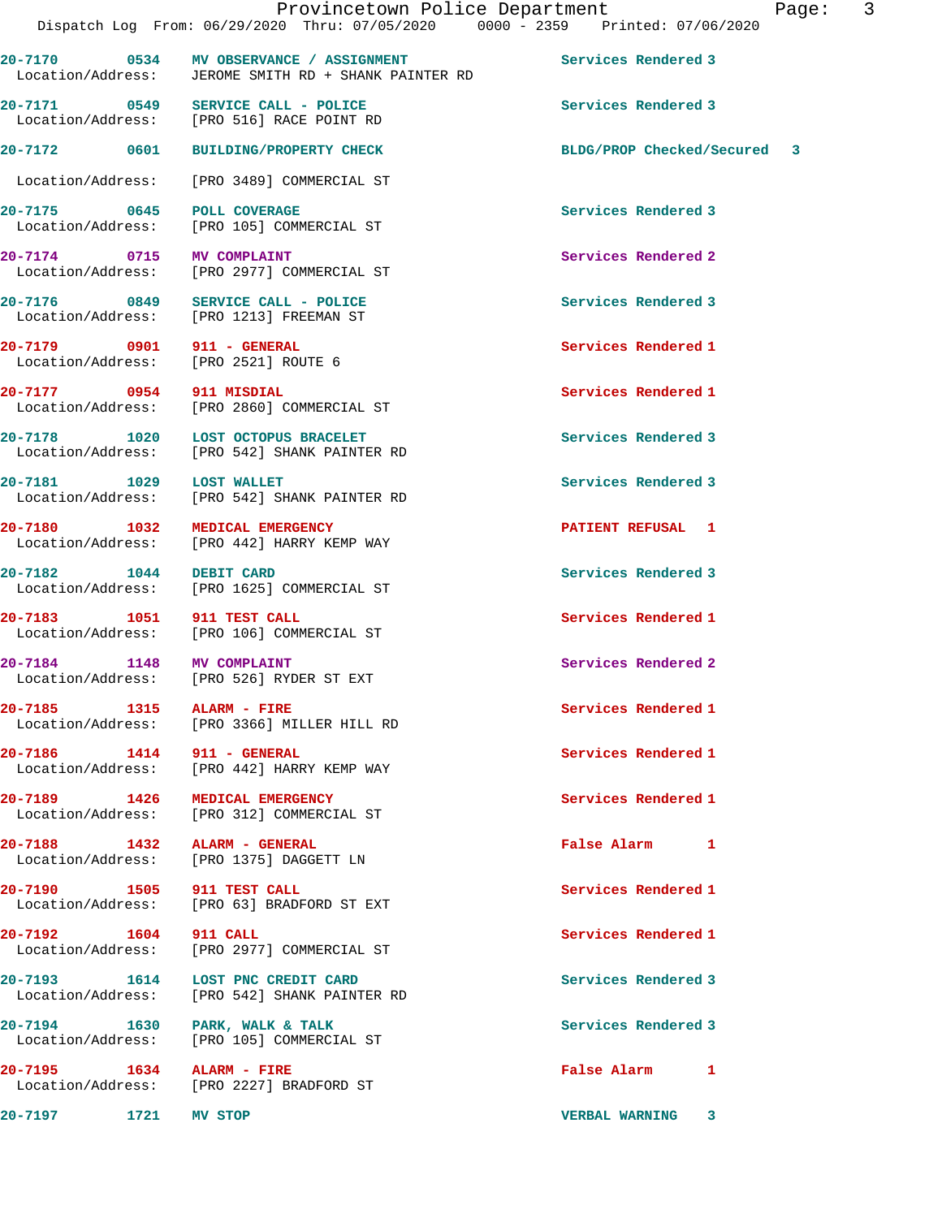Dispatch Log From: 06/29/2020 Thru: 07/05/2020 0000 - 2359 Printed: 07/06/2020

| Call # | Time | Call Reason | Action / Priority |
|---|---|---|---|
| 20-7170 | 0534 | MV OBSERVANCE / ASSIGNMENT | Services Rendered 3 |
| Location/Address: | | JEROME SMITH RD + SHANK PAINTER RD | |
| 20-7171 | 0549 | SERVICE CALL - POLICE | Services Rendered 3 |
| Location/Address: | | [PRO 516] RACE POINT RD | |
| 20-7172 | 0601 | BUILDING/PROPERTY CHECK | BLDG/PROP Checked/Secured 3 |
| Location/Address: | | [PRO 3489] COMMERCIAL ST | |
| 20-7175 | 0645 | POLL COVERAGE | Services Rendered 3 |
| Location/Address: | | [PRO 105] COMMERCIAL ST | |
| 20-7174 | 0715 | MV COMPLAINT | Services Rendered 2 |
| Location/Address: | | [PRO 2977] COMMERCIAL ST | |
| 20-7176 | 0849 | SERVICE CALL - POLICE | Services Rendered 3 |
| Location/Address: | | [PRO 1213] FREEMAN ST | |
| 20-7179 | 0901 | 911 - GENERAL | Services Rendered 1 |
| Location/Address: | | [PRO 2521] ROUTE 6 | |
| 20-7177 | 0954 | 911 MISDIAL | Services Rendered 1 |
| Location/Address: | | [PRO 2860] COMMERCIAL ST | |
| 20-7178 | 1020 | LOST OCTOPUS BRACELET | Services Rendered 3 |
| Location/Address: | | [PRO 542] SHANK PAINTER RD | |
| 20-7181 | 1029 | LOST WALLET | Services Rendered 3 |
| Location/Address: | | [PRO 542] SHANK PAINTER RD | |
| 20-7180 | 1032 | MEDICAL EMERGENCY | PATIENT REFUSAL 1 |
| Location/Address: | | [PRO 442] HARRY KEMP WAY | |
| 20-7182 | 1044 | DEBIT CARD | Services Rendered 3 |
| Location/Address: | | [PRO 1625] COMMERCIAL ST | |
| 20-7183 | 1051 | 911 TEST CALL | Services Rendered 1 |
| Location/Address: | | [PRO 106] COMMERCIAL ST | |
| 20-7184 | 1148 | MV COMPLAINT | Services Rendered 2 |
| Location/Address: | | [PRO 526] RYDER ST EXT | |
| 20-7185 | 1315 | ALARM - FIRE | Services Rendered 1 |
| Location/Address: | | [PRO 3366] MILLER HILL RD | |
| 20-7186 | 1414 | 911 - GENERAL | Services Rendered 1 |
| Location/Address: | | [PRO 442] HARRY KEMP WAY | |
| 20-7189 | 1426 | MEDICAL EMERGENCY | Services Rendered 1 |
| Location/Address: | | [PRO 312] COMMERCIAL ST | |
| 20-7188 | 1432 | ALARM - GENERAL | False Alarm 1 |
| Location/Address: | | [PRO 1375] DAGGETT LN | |
| 20-7190 | 1505 | 911 TEST CALL | Services Rendered 1 |
| Location/Address: | | [PRO 63] BRADFORD ST EXT | |
| 20-7192 | 1604 | 911 CALL | Services Rendered 1 |
| Location/Address: | | [PRO 2977] COMMERCIAL ST | |
| 20-7193 | 1614 | LOST PNC CREDIT CARD | Services Rendered 3 |
| Location/Address: | | [PRO 542] SHANK PAINTER RD | |
| 20-7194 | 1630 | PARK, WALK & TALK | Services Rendered 3 |
| Location/Address: | | [PRO 105] COMMERCIAL ST | |
| 20-7195 | 1634 | ALARM - FIRE | False Alarm 1 |
| Location/Address: | | [PRO 2227] BRADFORD ST | |
| 20-7197 | 1721 | MV STOP | VERBAL WARNING 3 |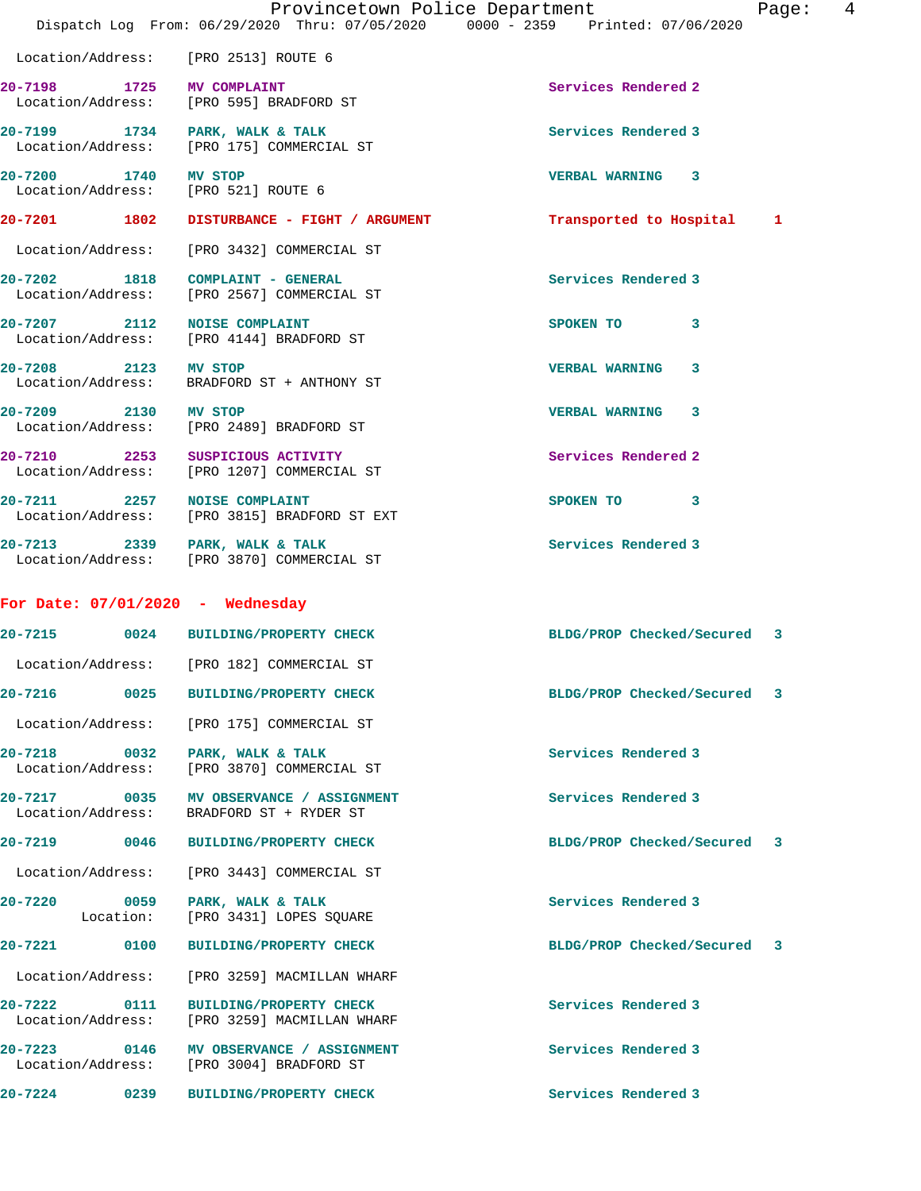Location/Address: [PRO 2513] ROUTE 6

| Call # | Time | Call Type | Disposition | Priority |
|---|---|---|---|---|
| 20-7198 | 1725 | MV COMPLAINT | Services Rendered | 2 |
| | | Location/Address: [PRO 595] BRADFORD ST | | |
| 20-7199 | 1734 | PARK, WALK & TALK | Services Rendered | 3 |
| | | Location/Address: [PRO 175] COMMERCIAL ST | | |
| 20-7200 | 1740 | MV STOP | VERBAL WARNING | 3 |
| | | Location/Address: [PRO 521] ROUTE 6 | | |
| 20-7201 | 1802 | DISTURBANCE - FIGHT / ARGUMENT | Transported to Hospital | 1 |
| | | Location/Address: [PRO 3432] COMMERCIAL ST | | |
| 20-7202 | 1818 | COMPLAINT - GENERAL | Services Rendered | 3 |
| | | Location/Address: [PRO 2567] COMMERCIAL ST | | |
| 20-7207 | 2112 | NOISE COMPLAINT | SPOKEN TO | 3 |
| | | Location/Address: [PRO 4144] BRADFORD ST | | |
| 20-7208 | 2123 | MV STOP | VERBAL WARNING | 3 |
| | | Location/Address: BRADFORD ST + ANTHONY ST | | |
| 20-7209 | 2130 | MV STOP | VERBAL WARNING | 3 |
| | | Location/Address: [PRO 2489] BRADFORD ST | | |
| 20-7210 | 2253 | SUSPICIOUS ACTIVITY | Services Rendered | 2 |
| | | Location/Address: [PRO 1207] COMMERCIAL ST | | |
| 20-7211 | 2257 | NOISE COMPLAINT | SPOKEN TO | 3 |
| | | Location/Address: [PRO 3815] BRADFORD ST EXT | | |
| 20-7213 | 2339 | PARK, WALK & TALK | Services Rendered | 3 |
| | | Location/Address: [PRO 3870] COMMERCIAL ST | | |

## For Date: 07/01/2020 - Wednesday

| Call # | Time | Call Type | Disposition | Priority |
|---|---|---|---|---|
| 20-7215 | 0024 | BUILDING/PROPERTY CHECK | BLDG/PROP Checked/Secured | 3 |
| | | Location/Address: [PRO 182] COMMERCIAL ST | | |
| 20-7216 | 0025 | BUILDING/PROPERTY CHECK | BLDG/PROP Checked/Secured | 3 |
| | | Location/Address: [PRO 175] COMMERCIAL ST | | |
| 20-7218 | 0032 | PARK, WALK & TALK | Services Rendered | 3 |
| | | Location/Address: [PRO 3870] COMMERCIAL ST | | |
| 20-7217 | 0035 | MV OBSERVANCE / ASSIGNMENT | Services Rendered | 3 |
| | | Location/Address: BRADFORD ST + RYDER ST | | |
| 20-7219 | 0046 | BUILDING/PROPERTY CHECK | BLDG/PROP Checked/Secured | 3 |
| | | Location/Address: [PRO 3443] COMMERCIAL ST | | |
| 20-7220 | 0059 | PARK, WALK & TALK | Services Rendered | 3 |
| | | Location: [PRO 3431] LOPES SQUARE | | |
| 20-7221 | 0100 | BUILDING/PROPERTY CHECK | BLDG/PROP Checked/Secured | 3 |
| | | Location/Address: [PRO 3259] MACMILLAN WHARF | | |
| 20-7222 | 0111 | BUILDING/PROPERTY CHECK | Services Rendered | 3 |
| | | Location/Address: [PRO 3259] MACMILLAN WHARF | | |
| 20-7223 | 0146 | MV OBSERVANCE / ASSIGNMENT | Services Rendered | 3 |
| | | Location/Address: [PRO 3004] BRADFORD ST | | |
| 20-7224 | 0239 | BUILDING/PROPERTY CHECK | Services Rendered | 3 |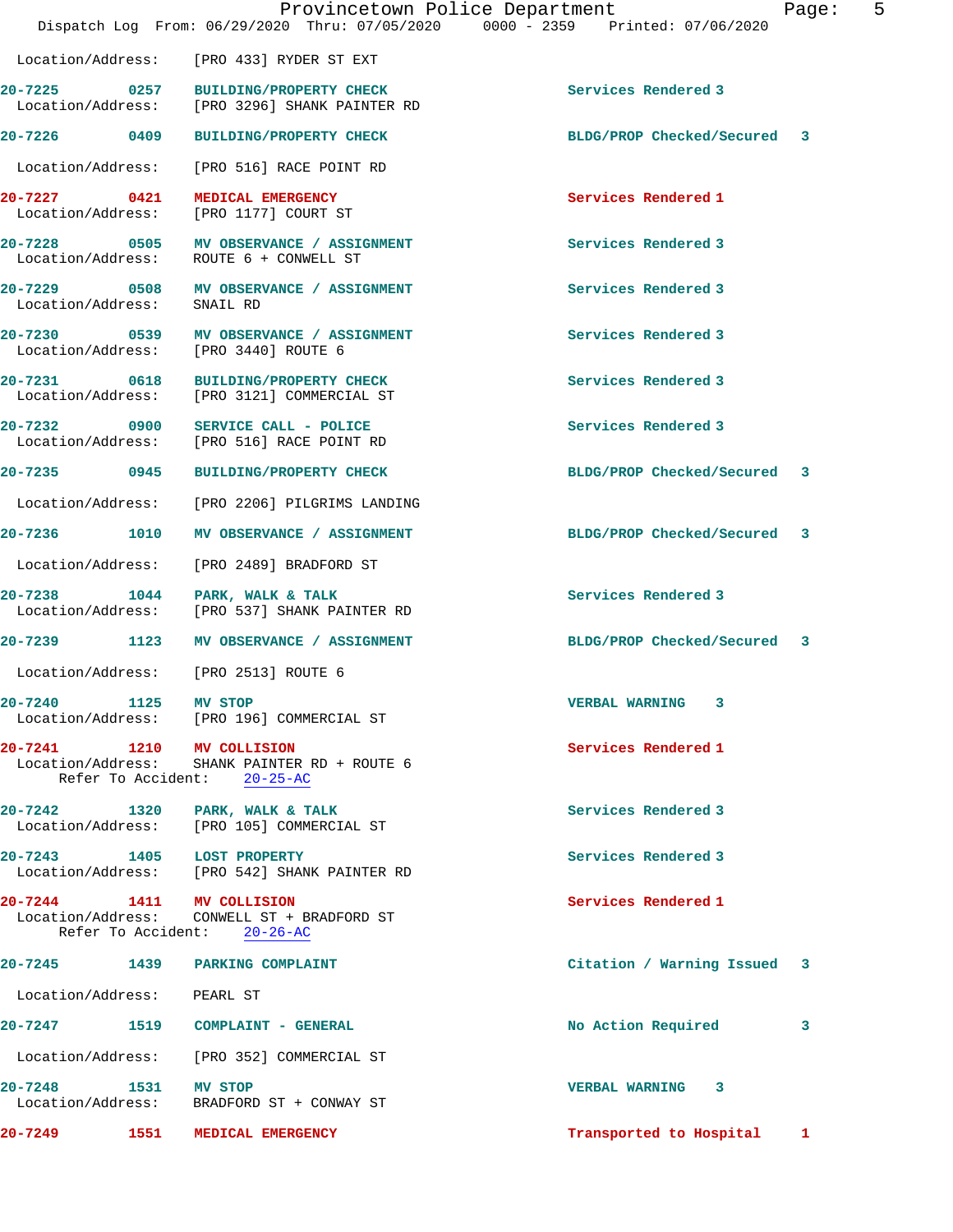Location/Address: [PRO 433] RYDER ST EXT

| Call # | Time | Call Reason | Action | Priority |
|---|---|---|---|---|
| 20-7225 | 0257 | BUILDING/PROPERTY CHECK | Services Rendered | 3 |
| | | Location/Address: [PRO 3296] SHANK PAINTER RD | | |
| 20-7226 | 0409 | BUILDING/PROPERTY CHECK | BLDG/PROP Checked/Secured | 3 |
| | | Location/Address: [PRO 516] RACE POINT RD | | |
| 20-7227 | 0421 | MEDICAL EMERGENCY | Services Rendered | 1 |
| | | Location/Address: [PRO 1177] COURT ST | | |
| 20-7228 | 0505 | MV OBSERVANCE / ASSIGNMENT | Services Rendered | 3 |
| | | Location/Address: ROUTE 6 + CONWELL ST | | |
| 20-7229 | 0508 | MV OBSERVANCE / ASSIGNMENT | Services Rendered | 3 |
| | | Location/Address: SNAIL RD | | |
| 20-7230 | 0539 | MV OBSERVANCE / ASSIGNMENT | Services Rendered | 3 |
| | | Location/Address: [PRO 3440] ROUTE 6 | | |
| 20-7231 | 0618 | BUILDING/PROPERTY CHECK | Services Rendered | 3 |
| | | Location/Address: [PRO 3121] COMMERCIAL ST | | |
| 20-7232 | 0900 | SERVICE CALL - POLICE | Services Rendered | 3 |
| | | Location/Address: [PRO 516] RACE POINT RD | | |
| 20-7235 | 0945 | BUILDING/PROPERTY CHECK | BLDG/PROP Checked/Secured | 3 |
| | | Location/Address: [PRO 2206] PILGRIMS LANDING | | |
| 20-7236 | 1010 | MV OBSERVANCE / ASSIGNMENT | BLDG/PROP Checked/Secured | 3 |
| | | Location/Address: [PRO 2489] BRADFORD ST | | |
| 20-7238 | 1044 | PARK, WALK & TALK | Services Rendered | 3 |
| | | Location/Address: [PRO 537] SHANK PAINTER RD | | |
| 20-7239 | 1123 | MV OBSERVANCE / ASSIGNMENT | BLDG/PROP Checked/Secured | 3 |
| | | Location/Address: [PRO 2513] ROUTE 6 | | |
| 20-7240 | 1125 | MV STOP | VERBAL WARNING | 3 |
| | | Location/Address: [PRO 196] COMMERCIAL ST | | |
| 20-7241 | 1210 | MV COLLISION | Services Rendered | 1 |
| | | Location/Address: SHANK PAINTER RD + ROUTE 6; Refer To Accident: 20-25-AC | | |
| 20-7242 | 1320 | PARK, WALK & TALK | Services Rendered | 3 |
| | | Location/Address: [PRO 105] COMMERCIAL ST | | |
| 20-7243 | 1405 | LOST PROPERTY | Services Rendered | 3 |
| | | Location/Address: [PRO 542] SHANK PAINTER RD | | |
| 20-7244 | 1411 | MV COLLISION | Services Rendered | 1 |
| | | Location/Address: CONWELL ST + BRADFORD ST; Refer To Accident: 20-26-AC | | |
| 20-7245 | 1439 | PARKING COMPLAINT | Citation / Warning Issued | 3 |
| | | Location/Address: PEARL ST | | |
| 20-7247 | 1519 | COMPLAINT - GENERAL | No Action Required | 3 |
| | | Location/Address: [PRO 352] COMMERCIAL ST | | |
| 20-7248 | 1531 | MV STOP | VERBAL WARNING | 3 |
| | | Location/Address: BRADFORD ST + CONWAY ST | | |
| 20-7249 | 1551 | MEDICAL EMERGENCY | Transported to Hospital | 1 |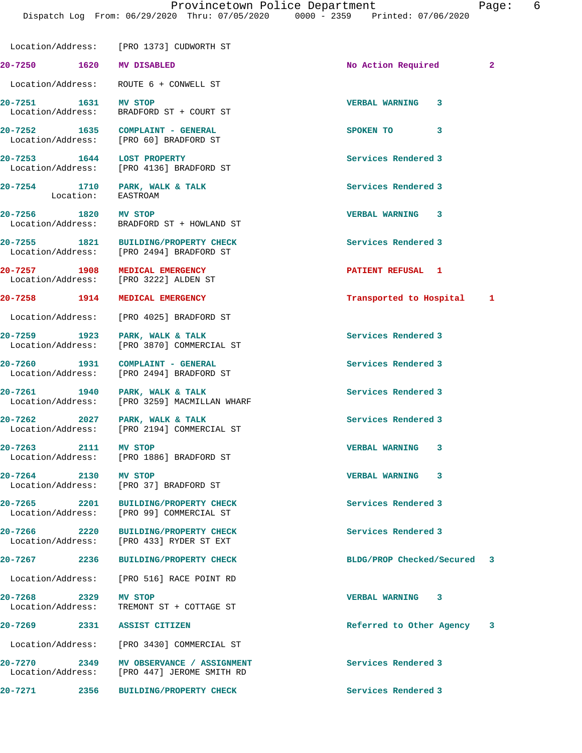Location/Address: [PRO 1373] CUDWORTH ST

| Call # | Time | Call Reason | Action | Priority |
|---|---|---|---|---|
| 20-7250 | 1620 | MV DISABLED | No Action Required | 2 |
| | | Location/Address: ROUTE 6 + CONWELL ST | | |
| 20-7251 | 1631 | MV STOP | VERBAL WARNING | 3 |
| | | Location/Address: BRADFORD ST + COURT ST | | |
| 20-7252 | 1635 | COMPLAINT - GENERAL | SPOKEN TO | 3 |
| | | Location/Address: [PRO 60] BRADFORD ST | | |
| 20-7253 | 1644 | LOST PROPERTY | Services Rendered | 3 |
| | | Location/Address: [PRO 4136] BRADFORD ST | | |
| 20-7254 | 1710 | PARK, WALK & TALK | Services Rendered | 3 |
| | | Location: EASTROAM | | |
| 20-7256 | 1820 | MV STOP | VERBAL WARNING | 3 |
| | | Location/Address: BRADFORD ST + HOWLAND ST | | |
| 20-7255 | 1821 | BUILDING/PROPERTY CHECK | Services Rendered | 3 |
| | | Location/Address: [PRO 2494] BRADFORD ST | | |
| 20-7257 | 1908 | MEDICAL EMERGENCY | PATIENT REFUSAL | 1 |
| | | Location/Address: [PRO 3222] ALDEN ST | | |
| 20-7258 | 1914 | MEDICAL EMERGENCY | Transported to Hospital | 1 |
| | | Location/Address: [PRO 4025] BRADFORD ST | | |
| 20-7259 | 1923 | PARK, WALK & TALK | Services Rendered | 3 |
| | | Location/Address: [PRO 3870] COMMERCIAL ST | | |
| 20-7260 | 1931 | COMPLAINT - GENERAL | Services Rendered | 3 |
| | | Location/Address: [PRO 2494] BRADFORD ST | | |
| 20-7261 | 1940 | PARK, WALK & TALK | Services Rendered | 3 |
| | | Location/Address: [PRO 3259] MACMILLAN WHARF | | |
| 20-7262 | 2027 | PARK, WALK & TALK | Services Rendered | 3 |
| | | Location/Address: [PRO 2194] COMMERCIAL ST | | |
| 20-7263 | 2111 | MV STOP | VERBAL WARNING | 3 |
| | | Location/Address: [PRO 1886] BRADFORD ST | | |
| 20-7264 | 2130 | MV STOP | VERBAL WARNING | 3 |
| | | Location/Address: [PRO 37] BRADFORD ST | | |
| 20-7265 | 2201 | BUILDING/PROPERTY CHECK | Services Rendered | 3 |
| | | Location/Address: [PRO 99] COMMERCIAL ST | | |
| 20-7266 | 2220 | BUILDING/PROPERTY CHECK | Services Rendered | 3 |
| | | Location/Address: [PRO 433] RYDER ST EXT | | |
| 20-7267 | 2236 | BUILDING/PROPERTY CHECK | BLDG/PROP Checked/Secured | 3 |
| | | Location/Address: [PRO 516] RACE POINT RD | | |
| 20-7268 | 2329 | MV STOP | VERBAL WARNING | 3 |
| | | Location/Address: TREMONT ST + COTTAGE ST | | |
| 20-7269 | 2331 | ASSIST CITIZEN | Referred to Other Agency | 3 |
| | | Location/Address: [PRO 3430] COMMERCIAL ST | | |
| 20-7270 | 2349 | MV OBSERVANCE / ASSIGNMENT | Services Rendered | 3 |
| | | Location/Address: [PRO 447] JEROME SMITH RD | | |
| 20-7271 | 2356 | BUILDING/PROPERTY CHECK | Services Rendered | 3 |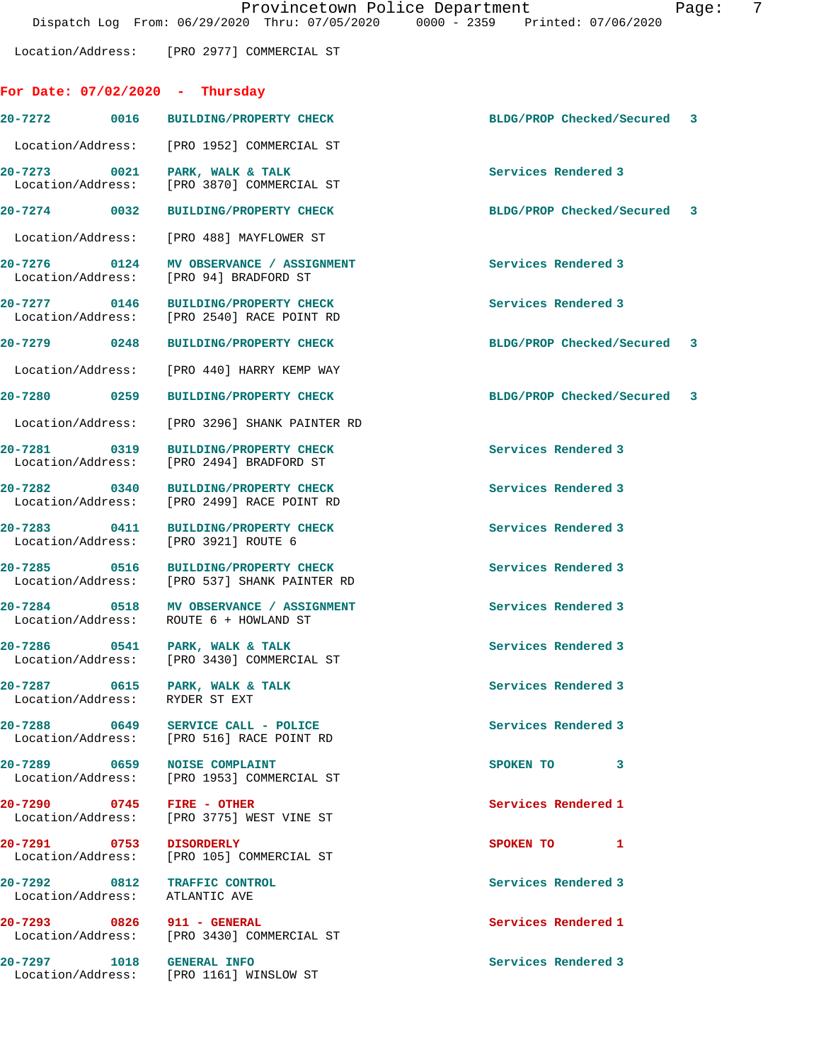Location/Address: [PRO 2977] COMMERCIAL ST

## For Date: 07/02/2020 - Thursday

| Call # | Time | Call Type | Disposition | Priority |
|---|---|---|---|---|
| 20-7272 | 0016 | BUILDING/PROPERTY CHECK | BLDG/PROP Checked/Secured | 3 |
| | | Location/Address: [PRO 1952] COMMERCIAL ST | | |
| 20-7273 | 0021 | PARK, WALK & TALK | Services Rendered | 3 |
| | | Location/Address: [PRO 3870] COMMERCIAL ST | | |
| 20-7274 | 0032 | BUILDING/PROPERTY CHECK | BLDG/PROP Checked/Secured | 3 |
| | | Location/Address: [PRO 488] MAYFLOWER ST | | |
| 20-7276 | 0124 | MV OBSERVANCE / ASSIGNMENT | Services Rendered | 3 |
| | | Location/Address: [PRO 94] BRADFORD ST | | |
| 20-7277 | 0146 | BUILDING/PROPERTY CHECK | Services Rendered | 3 |
| | | Location/Address: [PRO 2540] RACE POINT RD | | |
| 20-7279 | 0248 | BUILDING/PROPERTY CHECK | BLDG/PROP Checked/Secured | 3 |
| | | Location/Address: [PRO 440] HARRY KEMP WAY | | |
| 20-7280 | 0259 | BUILDING/PROPERTY CHECK | BLDG/PROP Checked/Secured | 3 |
| | | Location/Address: [PRO 3296] SHANK PAINTER RD | | |
| 20-7281 | 0319 | BUILDING/PROPERTY CHECK | Services Rendered | 3 |
| | | Location/Address: [PRO 2494] BRADFORD ST | | |
| 20-7282 | 0340 | BUILDING/PROPERTY CHECK | Services Rendered | 3 |
| | | Location/Address: [PRO 2499] RACE POINT RD | | |
| 20-7283 | 0411 | BUILDING/PROPERTY CHECK | Services Rendered | 3 |
| | | Location/Address: [PRO 3921] ROUTE 6 | | |
| 20-7285 | 0516 | BUILDING/PROPERTY CHECK | Services Rendered | 3 |
| | | Location/Address: [PRO 537] SHANK PAINTER RD | | |
| 20-7284 | 0518 | MV OBSERVANCE / ASSIGNMENT | Services Rendered | 3 |
| | | Location/Address: ROUTE 6 + HOWLAND ST | | |
| 20-7286 | 0541 | PARK, WALK & TALK | Services Rendered | 3 |
| | | Location/Address: [PRO 3430] COMMERCIAL ST | | |
| 20-7287 | 0615 | PARK, WALK & TALK | Services Rendered | 3 |
| | | Location/Address: RYDER ST EXT | | |
| 20-7288 | 0649 | SERVICE CALL - POLICE | Services Rendered | 3 |
| | | Location/Address: [PRO 516] RACE POINT RD | | |
| 20-7289 | 0659 | NOISE COMPLAINT | SPOKEN TO | 3 |
| | | Location/Address: [PRO 1953] COMMERCIAL ST | | |
| 20-7290 | 0745 | FIRE - OTHER | Services Rendered | 1 |
| | | Location/Address: [PRO 3775] WEST VINE ST | | |
| 20-7291 | 0753 | DISORDERLY | SPOKEN TO | 1 |
| | | Location/Address: [PRO 105] COMMERCIAL ST | | |
| 20-7292 | 0812 | TRAFFIC CONTROL | Services Rendered | 3 |
| | | Location/Address: ATLANTIC AVE | | |
| 20-7293 | 0826 | 911 - GENERAL | Services Rendered | 1 |
| | | Location/Address: [PRO 3430] COMMERCIAL ST | | |
| 20-7297 | 1018 | GENERAL INFO | Services Rendered | 3 |
| | | Location/Address: [PRO 1161] WINSLOW ST | | |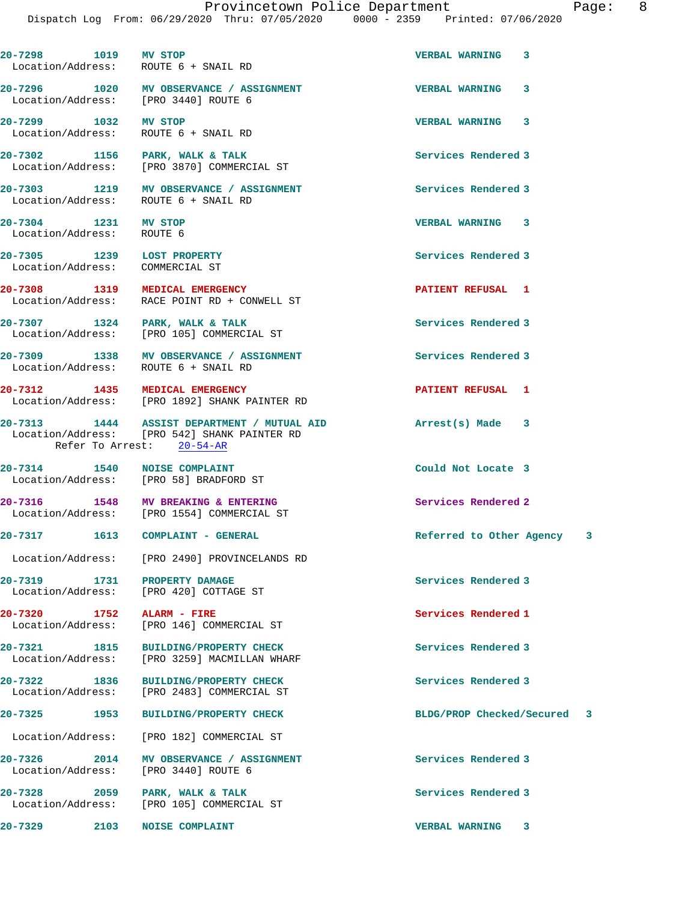20-7298 1019 MV STOP VERBAL WARNING 3
Location/Address: ROUTE 6 + SNAIL RD

20-7296 1020 MV OBSERVANCE / ASSIGNMENT VERBAL WARNING 3
Location/Address: [PRO 3440] ROUTE 6

20-7299 1032 MV STOP VERBAL WARNING 3
Location/Address: ROUTE 6 + SNAIL RD

20-7302 1156 PARK, WALK & TALK Services Rendered 3
Location/Address: [PRO 3870] COMMERCIAL ST

20-7303 1219 MV OBSERVANCE / ASSIGNMENT Services Rendered 3
Location/Address: ROUTE 6 + SNAIL RD

20-7304 1231 MV STOP VERBAL WARNING 3
Location/Address: ROUTE 6

20-7305 1239 LOST PROPERTY Services Rendered 3
Location/Address: COMMERCIAL ST

20-7308 1319 MEDICAL EMERGENCY PATIENT REFUSAL 1
Location/Address: RACE POINT RD + CONWELL ST

20-7307 1324 PARK, WALK & TALK Services Rendered 3
Location/Address: [PRO 105] COMMERCIAL ST

20-7309 1338 MV OBSERVANCE / ASSIGNMENT Services Rendered 3
Location/Address: ROUTE 6 + SNAIL RD

20-7312 1435 MEDICAL EMERGENCY PATIENT REFUSAL 1
Location/Address: [PRO 1892] SHANK PAINTER RD

20-7313 1444 ASSIST DEPARTMENT / MUTUAL AID Arrest(s) Made 3
Location/Address: [PRO 542] SHANK PAINTER RD
Refer To Arrest: 20-54-AR

20-7314 1540 NOISE COMPLAINT Could Not Locate 3
Location/Address: [PRO 58] BRADFORD ST

20-7316 1548 MV BREAKING & ENTERING Services Rendered 2
Location/Address: [PRO 1554] COMMERCIAL ST

20-7317 1613 COMPLAINT - GENERAL Referred to Other Agency 3
Location/Address: [PRO 2490] PROVINCELANDS RD

20-7319 1731 PROPERTY DAMAGE Services Rendered 3
Location/Address: [PRO 420] COTTAGE ST

20-7320 1752 ALARM - FIRE Services Rendered 1
Location/Address: [PRO 146] COMMERCIAL ST

20-7321 1815 BUILDING/PROPERTY CHECK Services Rendered 3
Location/Address: [PRO 3259] MACMILLAN WHARF

20-7322 1836 BUILDING/PROPERTY CHECK Services Rendered 3
Location/Address: [PRO 2483] COMMERCIAL ST

20-7325 1953 BUILDING/PROPERTY CHECK BLDG/PROP Checked/Secured 3
Location/Address: [PRO 182] COMMERCIAL ST

20-7326 2014 MV OBSERVANCE / ASSIGNMENT Services Rendered 3
Location/Address: [PRO 3440] ROUTE 6

20-7328 2059 PARK, WALK & TALK Services Rendered 3
Location/Address: [PRO 105] COMMERCIAL ST

20-7329 2103 NOISE COMPLAINT VERBAL WARNING 3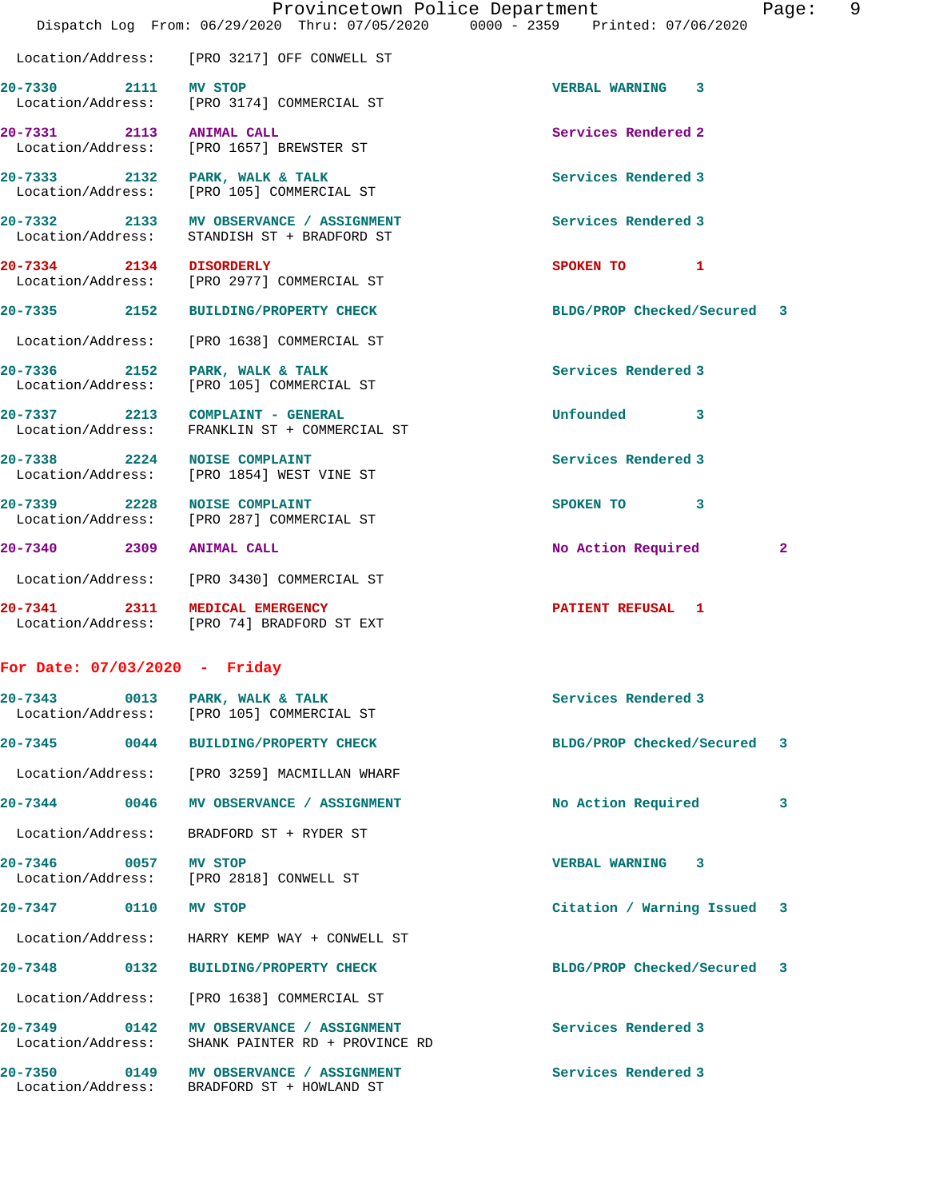Location/Address: [PRO 3217] OFF CONWELL ST

| Call # | Time | Call Type | Disposition | Priority |
|---|---|---|---|---|
| 20-7330 | 2111 | MV STOP | VERBAL WARNING | 3 |
| Location/Address: | | [PRO 3174] COMMERCIAL ST | | |
| 20-7331 | 2113 | ANIMAL CALL | Services Rendered | 2 |
| Location/Address: | | [PRO 1657] BREWSTER ST | | |
| 20-7333 | 2132 | PARK, WALK & TALK | Services Rendered | 3 |
| Location/Address: | | [PRO 105] COMMERCIAL ST | | |
| 20-7332 | 2133 | MV OBSERVANCE / ASSIGNMENT | Services Rendered | 3 |
| Location/Address: | | STANDISH ST + BRADFORD ST | | |
| 20-7334 | 2134 | DISORDERLY | SPOKEN TO | 1 |
| Location/Address: | | [PRO 2977] COMMERCIAL ST | | |
| 20-7335 | 2152 | BUILDING/PROPERTY CHECK | BLDG/PROP Checked/Secured | 3 |
| Location/Address: | | [PRO 1638] COMMERCIAL ST | | |
| 20-7336 | 2152 | PARK, WALK & TALK | Services Rendered | 3 |
| Location/Address: | | [PRO 105] COMMERCIAL ST | | |
| 20-7337 | 2213 | COMPLAINT - GENERAL | Unfounded | 3 |
| Location/Address: | | FRANKLIN ST + COMMERCIAL ST | | |
| 20-7338 | 2224 | NOISE COMPLAINT | Services Rendered | 3 |
| Location/Address: | | [PRO 1854] WEST VINE ST | | |
| 20-7339 | 2228 | NOISE COMPLAINT | SPOKEN TO | 3 |
| Location/Address: | | [PRO 287] COMMERCIAL ST | | |
| 20-7340 | 2309 | ANIMAL CALL | No Action Required | 2 |
| Location/Address: | | [PRO 3430] COMMERCIAL ST | | |
| 20-7341 | 2311 | MEDICAL EMERGENCY | PATIENT REFUSAL | 1 |
| Location/Address: | | [PRO 74] BRADFORD ST EXT | | |

## For Date: 07/03/2020 - Friday

| Call # | Time | Call Type | Disposition | Priority |
|---|---|---|---|---|
| 20-7343 | 0013 | PARK, WALK & TALK | Services Rendered | 3 |
| Location/Address: | | [PRO 105] COMMERCIAL ST | | |
| 20-7345 | 0044 | BUILDING/PROPERTY CHECK | BLDG/PROP Checked/Secured | 3 |
| Location/Address: | | [PRO 3259] MACMILLAN WHARF | | |
| 20-7344 | 0046 | MV OBSERVANCE / ASSIGNMENT | No Action Required | 3 |
| Location/Address: | | BRADFORD ST + RYDER ST | | |
| 20-7346 | 0057 | MV STOP | VERBAL WARNING | 3 |
| Location/Address: | | [PRO 2818] CONWELL ST | | |
| 20-7347 | 0110 | MV STOP | Citation / Warning Issued | 3 |
| Location/Address: | | HARRY KEMP WAY + CONWELL ST | | |
| 20-7348 | 0132 | BUILDING/PROPERTY CHECK | BLDG/PROP Checked/Secured | 3 |
| Location/Address: | | [PRO 1638] COMMERCIAL ST | | |
| 20-7349 | 0142 | MV OBSERVANCE / ASSIGNMENT | Services Rendered | 3 |
| Location/Address: | | SHANK PAINTER RD + PROVINCE RD | | |
| 20-7350 | 0149 | MV OBSERVANCE / ASSIGNMENT | Services Rendered | 3 |
| Location/Address: | | BRADFORD ST + HOWLAND ST | | |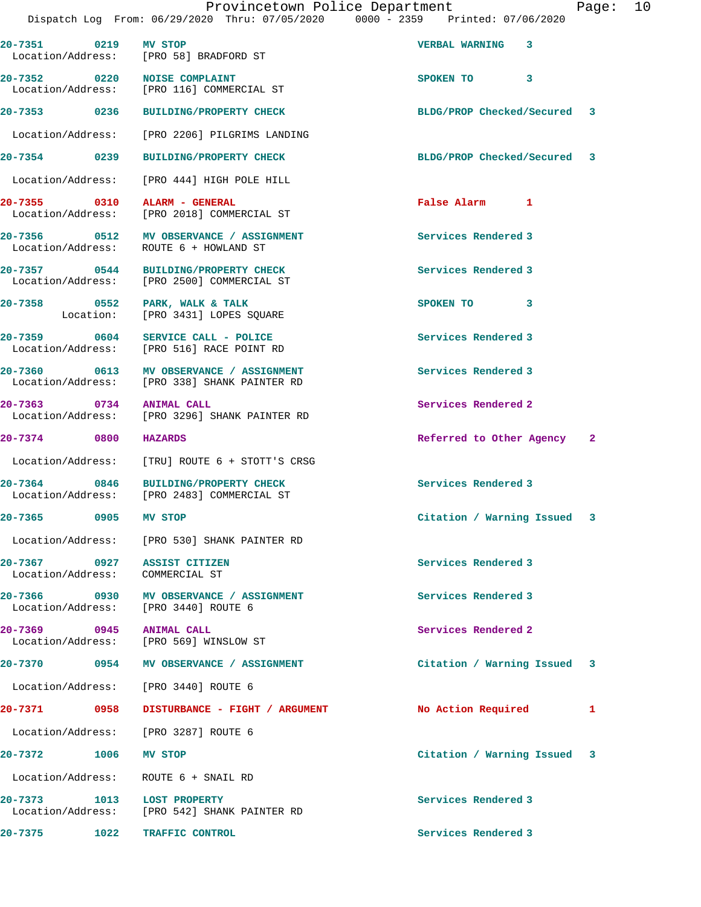Provincetown Police Department
Dispatch Log From: 06/29/2020 Thru: 07/05/2020 0000 - 2359 Printed: 07/06/2020

| Call # | Time | Call Reason | Action | Priority |
|---|---|---|---|---|
| 20-7351 | 0219 | MV STOP | VERBAL WARNING | 3 |
| | | Location/Address: [PRO 58] BRADFORD ST | | |
| 20-7352 | 0220 | NOISE COMPLAINT | SPOKEN TO | 3 |
| | | Location/Address: [PRO 116] COMMERCIAL ST | | |
| 20-7353 | 0236 | BUILDING/PROPERTY CHECK | BLDG/PROP Checked/Secured | 3 |
| | | Location/Address: [PRO 2206] PILGRIMS LANDING | | |
| 20-7354 | 0239 | BUILDING/PROPERTY CHECK | BLDG/PROP Checked/Secured | 3 |
| | | Location/Address: [PRO 444] HIGH POLE HILL | | |
| 20-7355 | 0310 | ALARM - GENERAL | False Alarm | 1 |
| | | Location/Address: [PRO 2018] COMMERCIAL ST | | |
| 20-7356 | 0512 | MV OBSERVANCE / ASSIGNMENT | Services Rendered | 3 |
| | | Location/Address: ROUTE 6 + HOWLAND ST | | |
| 20-7357 | 0544 | BUILDING/PROPERTY CHECK | Services Rendered | 3 |
| | | Location/Address: [PRO 2500] COMMERCIAL ST | | |
| 20-7358 | 0552 | PARK, WALK & TALK | SPOKEN TO | 3 |
| | | Location: [PRO 3431] LOPES SQUARE | | |
| 20-7359 | 0604 | SERVICE CALL - POLICE | Services Rendered | 3 |
| | | Location/Address: [PRO 516] RACE POINT RD | | |
| 20-7360 | 0613 | MV OBSERVANCE / ASSIGNMENT | Services Rendered | 3 |
| | | Location/Address: [PRO 338] SHANK PAINTER RD | | |
| 20-7363 | 0734 | ANIMAL CALL | Services Rendered | 2 |
| | | Location/Address: [PRO 3296] SHANK PAINTER RD | | |
| 20-7374 | 0800 | HAZARDS | Referred to Other Agency | 2 |
| | | Location/Address: [TRU] ROUTE 6 + STOTT'S CRSG | | |
| 20-7364 | 0846 | BUILDING/PROPERTY CHECK | Services Rendered | 3 |
| | | Location/Address: [PRO 2483] COMMERCIAL ST | | |
| 20-7365 | 0905 | MV STOP | Citation / Warning Issued | 3 |
| | | Location/Address: [PRO 530] SHANK PAINTER RD | | |
| 20-7367 | 0927 | ASSIST CITIZEN | Services Rendered | 3 |
| | | Location/Address: COMMERCIAL ST | | |
| 20-7366 | 0930 | MV OBSERVANCE / ASSIGNMENT | Services Rendered | 3 |
| | | Location/Address: [PRO 3440] ROUTE 6 | | |
| 20-7369 | 0945 | ANIMAL CALL | Services Rendered | 2 |
| | | Location/Address: [PRO 569] WINSLOW ST | | |
| 20-7370 | 0954 | MV OBSERVANCE / ASSIGNMENT | Citation / Warning Issued | 3 |
| | | Location/Address: [PRO 3440] ROUTE 6 | | |
| 20-7371 | 0958 | DISTURBANCE - FIGHT / ARGUMENT | No Action Required | 1 |
| | | Location/Address: [PRO 3287] ROUTE 6 | | |
| 20-7372 | 1006 | MV STOP | Citation / Warning Issued | 3 |
| | | Location/Address: ROUTE 6 + SNAIL RD | | |
| 20-7373 | 1013 | LOST PROPERTY | Services Rendered | 3 |
| | | Location/Address: [PRO 542] SHANK PAINTER RD | | |
| 20-7375 | 1022 | TRAFFIC CONTROL | Services Rendered | 3 |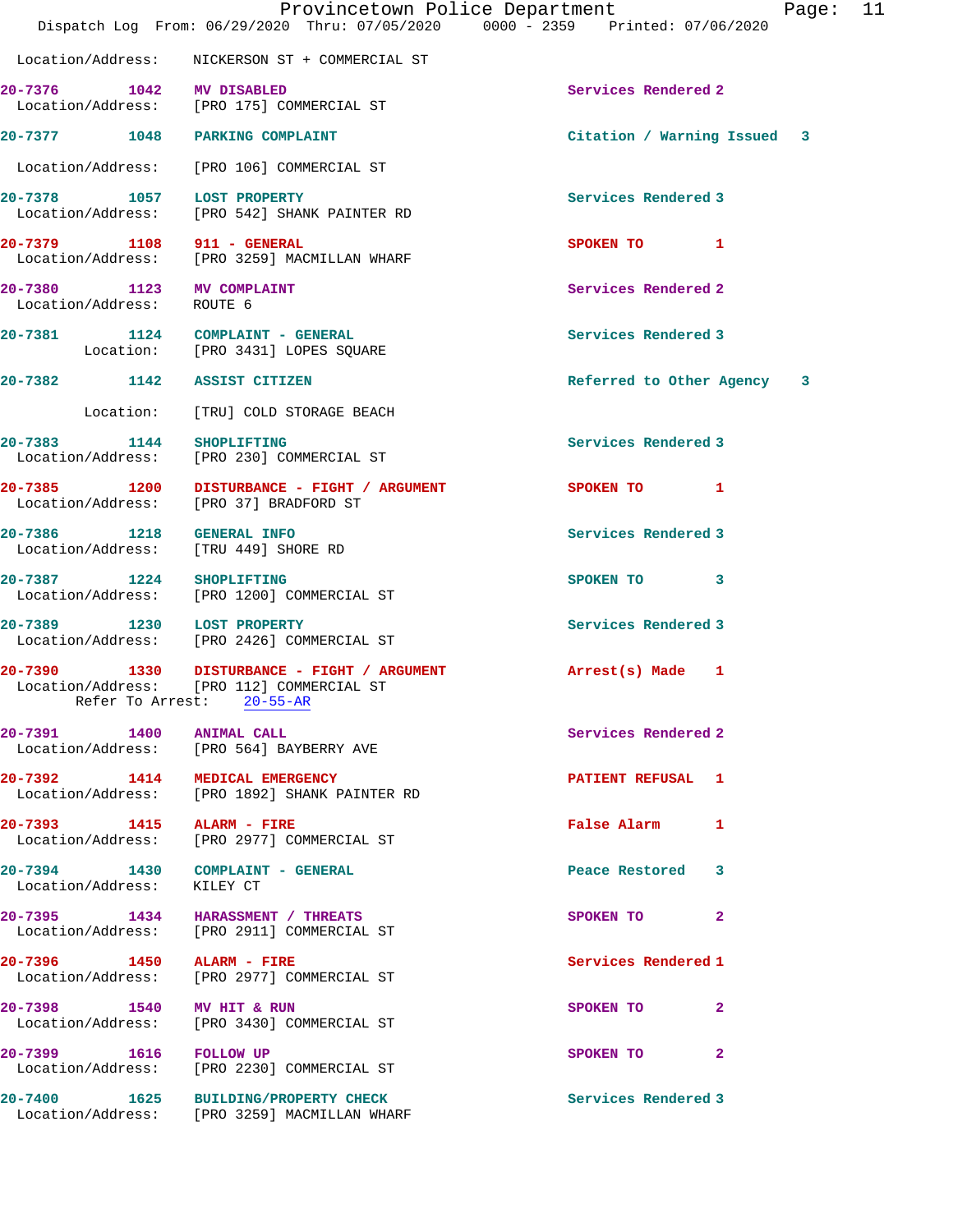Location/Address: NICKERSON ST + COMMERCIAL ST

| Call # | Time | Call Reason | Action | Priority |
|---|---|---|---|---|
| 20-7376 | 1042 | MV DISABLED | Services Rendered | 2 |
| | | Location/Address: [PRO 175] COMMERCIAL ST | | |
| 20-7377 | 1048 | PARKING COMPLAINT | Citation / Warning Issued | 3 |
| | | Location/Address: [PRO 106] COMMERCIAL ST | | |
| 20-7378 | 1057 | LOST PROPERTY | Services Rendered | 3 |
| | | Location/Address: [PRO 542] SHANK PAINTER RD | | |
| 20-7379 | 1108 | 911 - GENERAL | SPOKEN TO | 1 |
| | | Location/Address: [PRO 3259] MACMILLAN WHARF | | |
| 20-7380 | 1123 | MV COMPLAINT | Services Rendered | 2 |
| | | Location/Address: ROUTE 6 | | |
| 20-7381 | 1124 | COMPLAINT - GENERAL | Services Rendered | 3 |
| | | Location: [PRO 3431] LOPES SQUARE | | |
| 20-7382 | 1142 | ASSIST CITIZEN | Referred to Other Agency | 3 |
| | | Location: [TRU] COLD STORAGE BEACH | | |
| 20-7383 | 1144 | SHOPLIFTING | Services Rendered | 3 |
| | | Location/Address: [PRO 230] COMMERCIAL ST | | |
| 20-7385 | 1200 | DISTURBANCE - FIGHT / ARGUMENT | SPOKEN TO | 1 |
| | | Location/Address: [PRO 37] BRADFORD ST | | |
| 20-7386 | 1218 | GENERAL INFO | Services Rendered | 3 |
| | | Location/Address: [TRU 449] SHORE RD | | |
| 20-7387 | 1224 | SHOPLIFTING | SPOKEN TO | 3 |
| | | Location/Address: [PRO 1200] COMMERCIAL ST | | |
| 20-7389 | 1230 | LOST PROPERTY | Services Rendered | 3 |
| | | Location/Address: [PRO 2426] COMMERCIAL ST | | |
| 20-7390 | 1330 | DISTURBANCE - FIGHT / ARGUMENT | Arrest(s) Made | 1 |
| | | Location/Address: [PRO 112] COMMERCIAL ST; Refer To Arrest: 20-55-AR | | |
| 20-7391 | 1400 | ANIMAL CALL | Services Rendered | 2 |
| | | Location/Address: [PRO 564] BAYBERRY AVE | | |
| 20-7392 | 1414 | MEDICAL EMERGENCY | PATIENT REFUSAL | 1 |
| | | Location/Address: [PRO 1892] SHANK PAINTER RD | | |
| 20-7393 | 1415 | ALARM - FIRE | False Alarm | 1 |
| | | Location/Address: [PRO 2977] COMMERCIAL ST | | |
| 20-7394 | 1430 | COMPLAINT - GENERAL | Peace Restored | 3 |
| | | Location/Address: KILEY CT | | |
| 20-7395 | 1434 | HARASSMENT / THREATS | SPOKEN TO | 2 |
| | | Location/Address: [PRO 2911] COMMERCIAL ST | | |
| 20-7396 | 1450 | ALARM - FIRE | Services Rendered | 1 |
| | | Location/Address: [PRO 2977] COMMERCIAL ST | | |
| 20-7398 | 1540 | MV HIT & RUN | SPOKEN TO | 2 |
| | | Location/Address: [PRO 3430] COMMERCIAL ST | | |
| 20-7399 | 1616 | FOLLOW UP | SPOKEN TO | 2 |
| | | Location/Address: [PRO 2230] COMMERCIAL ST | | |
| 20-7400 | 1625 | BUILDING/PROPERTY CHECK | Services Rendered | 3 |
| | | Location/Address: [PRO 3259] MACMILLAN WHARF | | |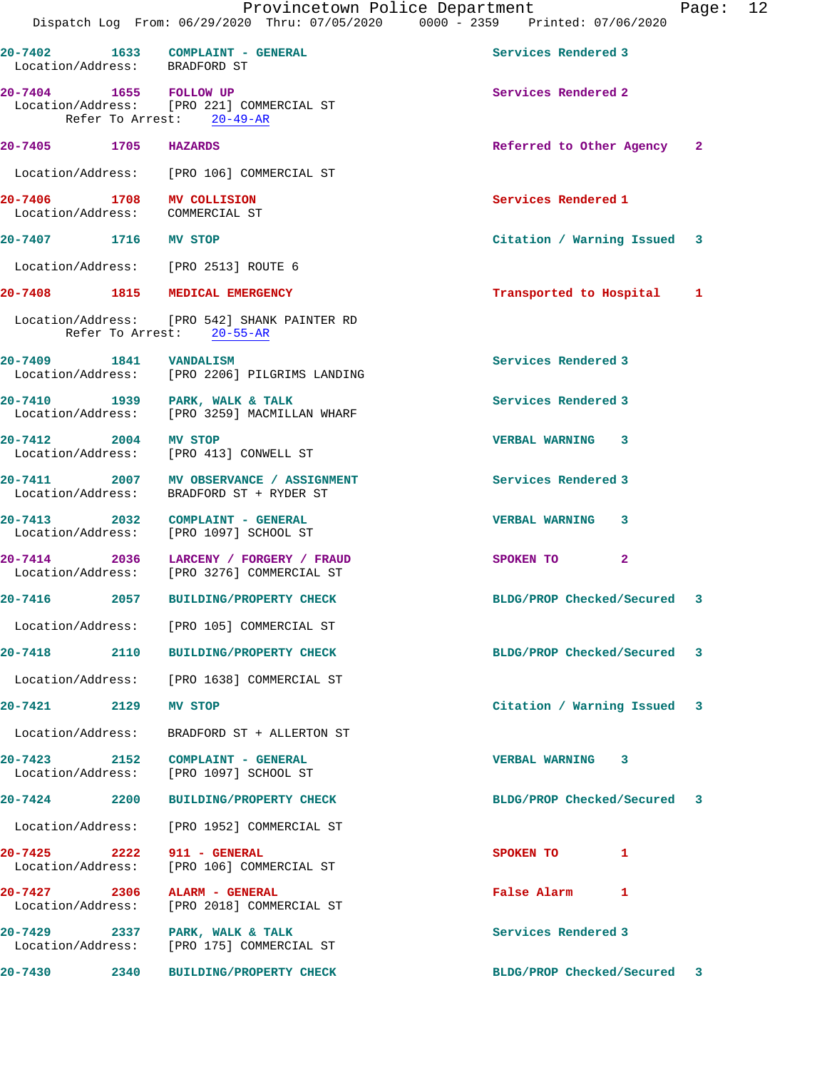20-7402 1633 COMPLAINT - GENERAL Services Rendered 3
Location/Address: BRADFORD ST

20-7404 1655 FOLLOW UP Services Rendered 2
Location/Address: [PRO 221] COMMERCIAL ST
Refer To Arrest: 20-49-AR

20-7405 1705 HAZARDS Referred to Other Agency 2
Location/Address: [PRO 106] COMMERCIAL ST

20-7406 1708 MV COLLISION Services Rendered 1
Location/Address: COMMERCIAL ST

20-7407 1716 MV STOP Citation / Warning Issued 3
Location/Address: [PRO 2513] ROUTE 6

20-7408 1815 MEDICAL EMERGENCY Transported to Hospital 1
Location/Address: [PRO 542] SHANK PAINTER RD
Refer To Arrest: 20-55-AR

20-7409 1841 VANDALISM Services Rendered 3
Location/Address: [PRO 2206] PILGRIMS LANDING

20-7410 1939 PARK, WALK & TALK Services Rendered 3
Location/Address: [PRO 3259] MACMILLAN WHARF

20-7412 2004 MV STOP VERBAL WARNING 3
Location/Address: [PRO 413] CONWELL ST

20-7411 2007 MV OBSERVANCE / ASSIGNMENT Services Rendered 3
Location/Address: BRADFORD ST + RYDER ST

20-7413 2032 COMPLAINT - GENERAL VERBAL WARNING 3
Location/Address: [PRO 1097] SCHOOL ST

20-7414 2036 LARCENY / FORGERY / FRAUD SPOKEN TO 2
Location/Address: [PRO 3276] COMMERCIAL ST

20-7416 2057 BUILDING/PROPERTY CHECK BLDG/PROP Checked/Secured 3
Location/Address: [PRO 105] COMMERCIAL ST

20-7418 2110 BUILDING/PROPERTY CHECK BLDG/PROP Checked/Secured 3
Location/Address: [PRO 1638] COMMERCIAL ST

20-7421 2129 MV STOP Citation / Warning Issued 3
Location/Address: BRADFORD ST + ALLERTON ST

20-7423 2152 COMPLAINT - GENERAL VERBAL WARNING 3
Location/Address: [PRO 1097] SCHOOL ST

20-7424 2200 BUILDING/PROPERTY CHECK BLDG/PROP Checked/Secured 3
Location/Address: [PRO 1952] COMMERCIAL ST

20-7425 2222 911 - GENERAL SPOKEN TO 1
Location/Address: [PRO 106] COMMERCIAL ST

20-7427 2306 ALARM - GENERAL False Alarm 1
Location/Address: [PRO 2018] COMMERCIAL ST

20-7429 2337 PARK, WALK & TALK Services Rendered 3
Location/Address: [PRO 175] COMMERCIAL ST

20-7430 2340 BUILDING/PROPERTY CHECK BLDG/PROP Checked/Secured 3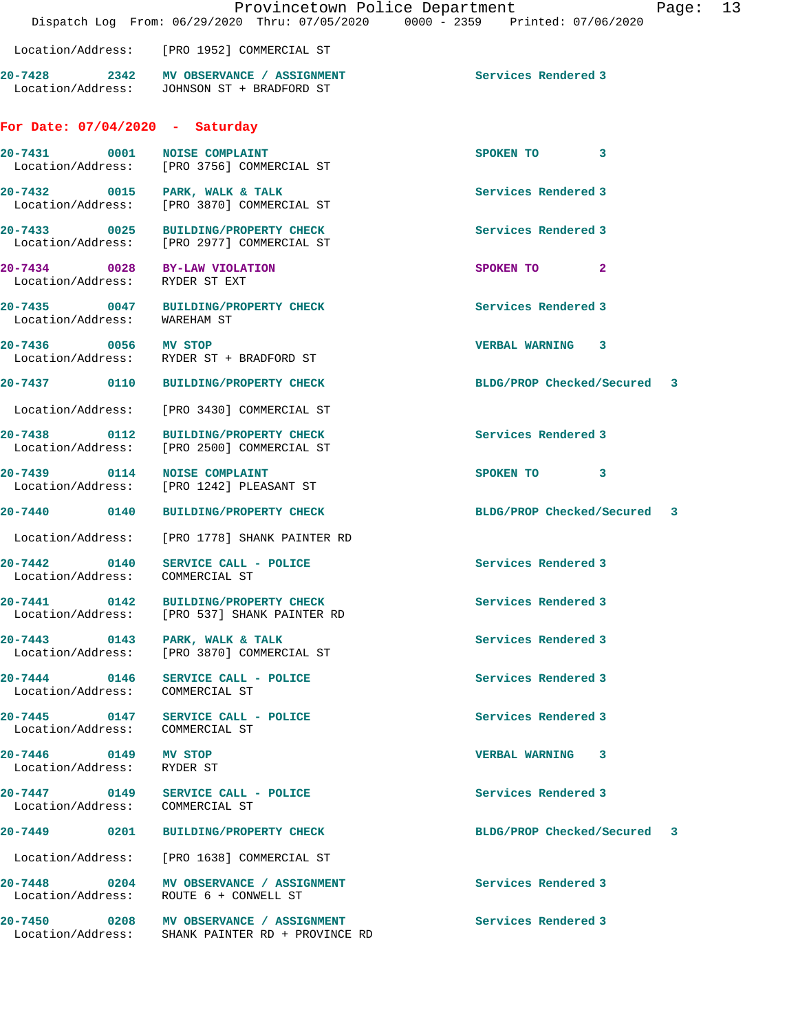Location/Address: [PRO 1952] COMMERCIAL ST

**20-7428 2342 MV OBSERVANCE / ASSIGNMENT** Services Rendered 3
Location/Address: JOHNSON ST + BRADFORD ST

## For Date: 07/04/2020 - Saturday

**20-7431 0001 NOISE COMPLAINT** SPOKEN TO 3
Location/Address: [PRO 3756] COMMERCIAL ST

**20-7432 0015 PARK, WALK & TALK** Services Rendered 3
Location/Address: [PRO 3870] COMMERCIAL ST

**20-7433 0025 BUILDING/PROPERTY CHECK** Services Rendered 3
Location/Address: [PRO 2977] COMMERCIAL ST

**20-7434 0028 BY-LAW VIOLATION** SPOKEN TO 2
Location/Address: RYDER ST EXT

**20-7435 0047 BUILDING/PROPERTY CHECK** Services Rendered 3
Location/Address: WAREHAM ST

**20-7436 0056 MV STOP** VERBAL WARNING 3
Location/Address: RYDER ST + BRADFORD ST

**20-7437 0110 BUILDING/PROPERTY CHECK** BLDG/PROP Checked/Secured 3
Location/Address: [PRO 3430] COMMERCIAL ST

**20-7438 0112 BUILDING/PROPERTY CHECK** Services Rendered 3
Location/Address: [PRO 2500] COMMERCIAL ST

**20-7439 0114 NOISE COMPLAINT** SPOKEN TO 3
Location/Address: [PRO 1242] PLEASANT ST

**20-7440 0140 BUILDING/PROPERTY CHECK** BLDG/PROP Checked/Secured 3
Location/Address: [PRO 1778] SHANK PAINTER RD

**20-7442 0140 SERVICE CALL - POLICE** Services Rendered 3
Location/Address: COMMERCIAL ST

**20-7441 0142 BUILDING/PROPERTY CHECK** Services Rendered 3
Location/Address: [PRO 537] SHANK PAINTER RD

**20-7443 0143 PARK, WALK & TALK** Services Rendered 3
Location/Address: [PRO 3870] COMMERCIAL ST

**20-7444 0146 SERVICE CALL - POLICE** Services Rendered 3
Location/Address: COMMERCIAL ST

**20-7445 0147 SERVICE CALL - POLICE** Services Rendered 3
Location/Address: COMMERCIAL ST

**20-7446 0149 MV STOP** VERBAL WARNING 3
Location/Address: RYDER ST

**20-7447 0149 SERVICE CALL - POLICE** Services Rendered 3
Location/Address: COMMERCIAL ST

**20-7449 0201 BUILDING/PROPERTY CHECK** BLDG/PROP Checked/Secured 3
Location/Address: [PRO 1638] COMMERCIAL ST

**20-7448 0204 MV OBSERVANCE / ASSIGNMENT** Services Rendered 3
Location/Address: ROUTE 6 + CONWELL ST

**20-7450 0208 MV OBSERVANCE / ASSIGNMENT** Services Rendered 3
Location/Address: SHANK PAINTER RD + PROVINCE RD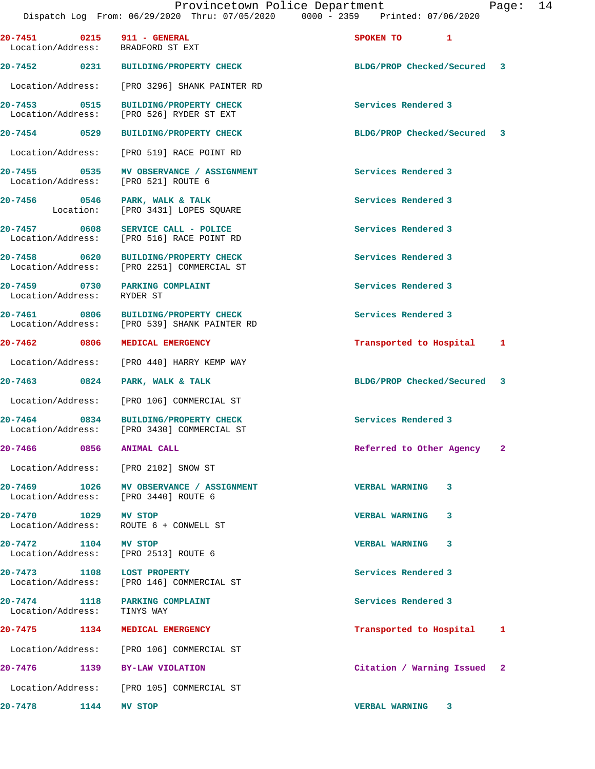20-7451 0215 911 - GENERAL SPOKEN TO 1
Location/Address: BRADFORD ST EXT

20-7452 0231 BUILDING/PROPERTY CHECK BLDG/PROP Checked/Secured 3
Location/Address: [PRO 3296] SHANK PAINTER RD

20-7453 0515 BUILDING/PROPERTY CHECK Services Rendered 3
Location/Address: [PRO 526] RYDER ST EXT

20-7454 0529 BUILDING/PROPERTY CHECK BLDG/PROP Checked/Secured 3
Location/Address: [PRO 519] RACE POINT RD

20-7455 0535 MV OBSERVANCE / ASSIGNMENT Services Rendered 3
Location/Address: [PRO 521] ROUTE 6

20-7456 0546 PARK, WALK & TALK Services Rendered 3
Location: [PRO 3431] LOPES SQUARE

20-7457 0608 SERVICE CALL - POLICE Services Rendered 3
Location/Address: [PRO 516] RACE POINT RD

20-7458 0620 BUILDING/PROPERTY CHECK Services Rendered 3
Location/Address: [PRO 2251] COMMERCIAL ST

20-7459 0730 PARKING COMPLAINT Services Rendered 3
Location/Address: RYDER ST

20-7461 0806 BUILDING/PROPERTY CHECK Services Rendered 3
Location/Address: [PRO 539] SHANK PAINTER RD

20-7462 0806 MEDICAL EMERGENCY Transported to Hospital 1
Location/Address: [PRO 440] HARRY KEMP WAY

20-7463 0824 PARK, WALK & TALK BLDG/PROP Checked/Secured 3
Location/Address: [PRO 106] COMMERCIAL ST

20-7464 0834 BUILDING/PROPERTY CHECK Services Rendered 3
Location/Address: [PRO 3430] COMMERCIAL ST

20-7466 0856 ANIMAL CALL Referred to Other Agency 2
Location/Address: [PRO 2102] SNOW ST

20-7469 1026 MV OBSERVANCE / ASSIGNMENT VERBAL WARNING 3
Location/Address: [PRO 3440] ROUTE 6

20-7470 1029 MV STOP VERBAL WARNING 3
Location/Address: ROUTE 6 + CONWELL ST

20-7472 1104 MV STOP VERBAL WARNING 3
Location/Address: [PRO 2513] ROUTE 6

20-7473 1108 LOST PROPERTY Services Rendered 3
Location/Address: [PRO 146] COMMERCIAL ST

20-7474 1118 PARKING COMPLAINT Services Rendered 3
Location/Address: TINYS WAY

20-7475 1134 MEDICAL EMERGENCY Transported to Hospital 1
Location/Address: [PRO 106] COMMERCIAL ST

20-7476 1139 BY-LAW VIOLATION Citation / Warning Issued 2
Location/Address: [PRO 105] COMMERCIAL ST

20-7478 1144 MV STOP VERBAL WARNING 3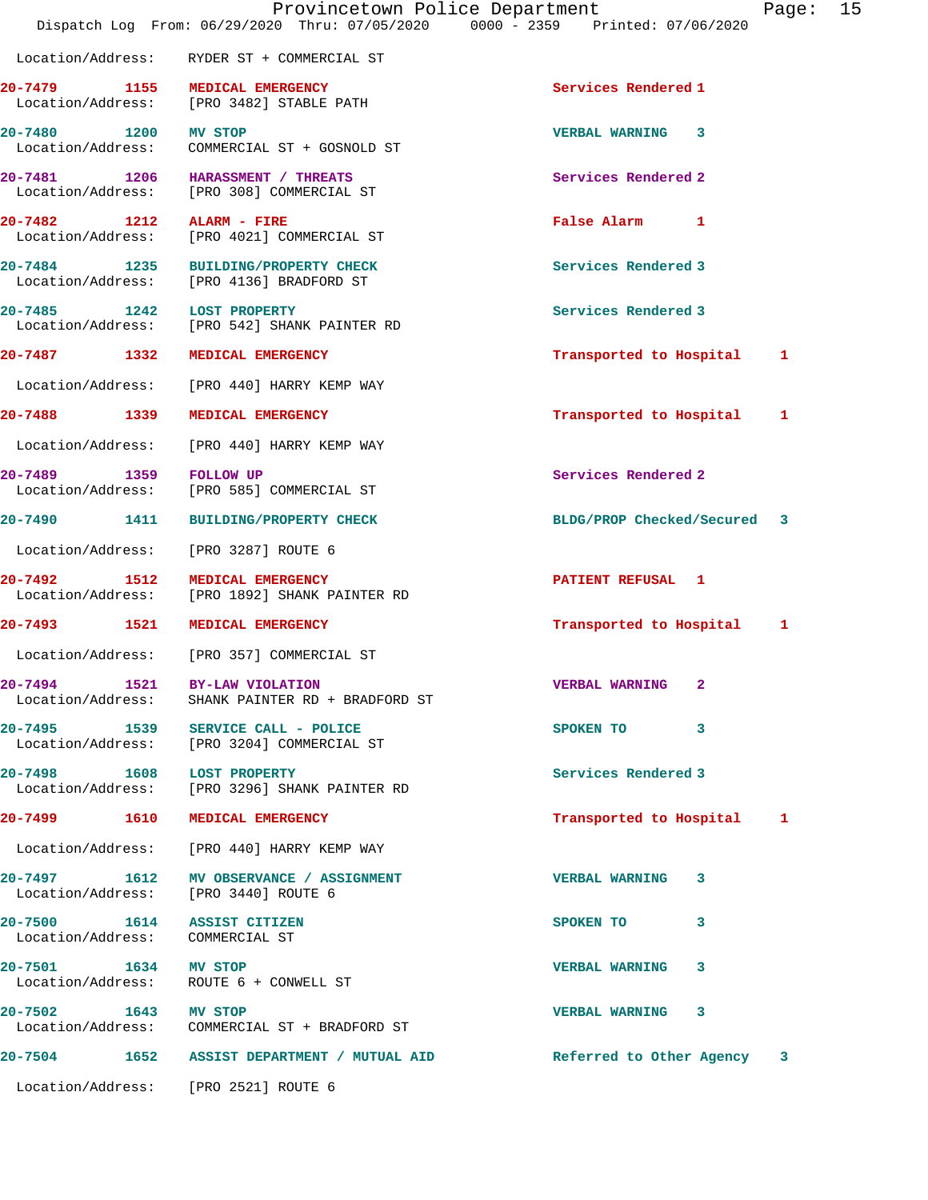Location/Address: RYDER ST + COMMERCIAL ST

| Call # | Time | Call Type | Disposition | Priority |
|---|---|---|---|---|
| 20-7479 | 1155 | MEDICAL EMERGENCY | Services Rendered | 1 |
| | | Location/Address: [PRO 3482] STABLE PATH | | |
| 20-7480 | 1200 | MV STOP | VERBAL WARNING | 3 |
| | | Location/Address: COMMERCIAL ST + GOSNOLD ST | | |
| 20-7481 | 1206 | HARASSMENT / THREATS | Services Rendered | 2 |
| | | Location/Address: [PRO 308] COMMERCIAL ST | | |
| 20-7482 | 1212 | ALARM - FIRE | False Alarm | 1 |
| | | Location/Address: [PRO 4021] COMMERCIAL ST | | |
| 20-7484 | 1235 | BUILDING/PROPERTY CHECK | Services Rendered | 3 |
| | | Location/Address: [PRO 4136] BRADFORD ST | | |
| 20-7485 | 1242 | LOST PROPERTY | Services Rendered | 3 |
| | | Location/Address: [PRO 542] SHANK PAINTER RD | | |
| 20-7487 | 1332 | MEDICAL EMERGENCY | Transported to Hospital | 1 |
| | | Location/Address: [PRO 440] HARRY KEMP WAY | | |
| 20-7488 | 1339 | MEDICAL EMERGENCY | Transported to Hospital | 1 |
| | | Location/Address: [PRO 440] HARRY KEMP WAY | | |
| 20-7489 | 1359 | FOLLOW UP | Services Rendered | 2 |
| | | Location/Address: [PRO 585] COMMERCIAL ST | | |
| 20-7490 | 1411 | BUILDING/PROPERTY CHECK | BLDG/PROP Checked/Secured | 3 |
| | | Location/Address: [PRO 3287] ROUTE 6 | | |
| 20-7492 | 1512 | MEDICAL EMERGENCY | PATIENT REFUSAL | 1 |
| | | Location/Address: [PRO 1892] SHANK PAINTER RD | | |
| 20-7493 | 1521 | MEDICAL EMERGENCY | Transported to Hospital | 1 |
| | | Location/Address: [PRO 357] COMMERCIAL ST | | |
| 20-7494 | 1521 | BY-LAW VIOLATION | VERBAL WARNING | 2 |
| | | Location/Address: SHANK PAINTER RD + BRADFORD ST | | |
| 20-7495 | 1539 | SERVICE CALL - POLICE | SPOKEN TO | 3 |
| | | Location/Address: [PRO 3204] COMMERCIAL ST | | |
| 20-7498 | 1608 | LOST PROPERTY | Services Rendered | 3 |
| | | Location/Address: [PRO 3296] SHANK PAINTER RD | | |
| 20-7499 | 1610 | MEDICAL EMERGENCY | Transported to Hospital | 1 |
| | | Location/Address: [PRO 440] HARRY KEMP WAY | | |
| 20-7497 | 1612 | MV OBSERVANCE / ASSIGNMENT | VERBAL WARNING | 3 |
| | | Location/Address: [PRO 3440] ROUTE 6 | | |
| 20-7500 | 1614 | ASSIST CITIZEN | SPOKEN TO | 3 |
| | | Location/Address: COMMERCIAL ST | | |
| 20-7501 | 1634 | MV STOP | VERBAL WARNING | 3 |
| | | Location/Address: ROUTE 6 + CONWELL ST | | |
| 20-7502 | 1643 | MV STOP | VERBAL WARNING | 3 |
| | | Location/Address: COMMERCIAL ST + BRADFORD ST | | |
| 20-7504 | 1652 | ASSIST DEPARTMENT / MUTUAL AID | Referred to Other Agency | 3 |
| | | Location/Address: [PRO 2521] ROUTE 6 | | |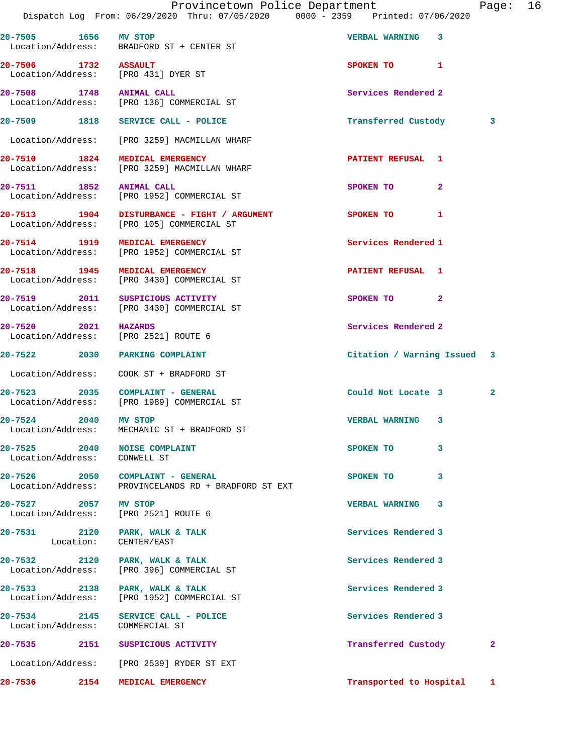Provincetown Police Department

Dispatch Log From: 06/29/2020 Thru: 07/05/2020 0000 - 2359 Printed: 07/06/2020

| Call # | Time | Call Type | Disposition | Priority |
|---|---|---|---|---|
| 20-7505 | 1656 | MV STOP | VERBAL WARNING | 3 |
| | | Location/Address: BRADFORD ST + CENTER ST | | |
| 20-7506 | 1732 | ASSAULT | SPOKEN TO | 1 |
| | | Location/Address: [PRO 431] DYER ST | | |
| 20-7508 | 1748 | ANIMAL CALL | Services Rendered | 2 |
| | | Location/Address: [PRO 136] COMMERCIAL ST | | |
| 20-7509 | 1818 | SERVICE CALL - POLICE | Transferred Custody | 3 |
| | | Location/Address: [PRO 3259] MACMILLAN WHARF | | |
| 20-7510 | 1824 | MEDICAL EMERGENCY | PATIENT REFUSAL | 1 |
| | | Location/Address: [PRO 3259] MACMILLAN WHARF | | |
| 20-7511 | 1852 | ANIMAL CALL | SPOKEN TO | 2 |
| | | Location/Address: [PRO 1952] COMMERCIAL ST | | |
| 20-7513 | 1904 | DISTURBANCE - FIGHT / ARGUMENT | SPOKEN TO | 1 |
| | | Location/Address: [PRO 105] COMMERCIAL ST | | |
| 20-7514 | 1919 | MEDICAL EMERGENCY | Services Rendered | 1 |
| | | Location/Address: [PRO 1952] COMMERCIAL ST | | |
| 20-7518 | 1945 | MEDICAL EMERGENCY | PATIENT REFUSAL | 1 |
| | | Location/Address: [PRO 3430] COMMERCIAL ST | | |
| 20-7519 | 2011 | SUSPICIOUS ACTIVITY | SPOKEN TO | 2 |
| | | Location/Address: [PRO 3430] COMMERCIAL ST | | |
| 20-7520 | 2021 | HAZARDS | Services Rendered | 2 |
| | | Location/Address: [PRO 2521] ROUTE 6 | | |
| 20-7522 | 2030 | PARKING COMPLAINT | Citation / Warning Issued | 3 |
| | | Location/Address: COOK ST + BRADFORD ST | | |
| 20-7523 | 2035 | COMPLAINT - GENERAL | Could Not Locate 3 | 2 |
| | | Location/Address: [PRO 1989] COMMERCIAL ST | | |
| 20-7524 | 2040 | MV STOP | VERBAL WARNING | 3 |
| | | Location/Address: MECHANIC ST + BRADFORD ST | | |
| 20-7525 | 2040 | NOISE COMPLAINT | SPOKEN TO | 3 |
| | | Location/Address: CONWELL ST | | |
| 20-7526 | 2050 | COMPLAINT - GENERAL | SPOKEN TO | 3 |
| | | Location/Address: PROVINCELANDS RD + BRADFORD ST EXT | | |
| 20-7527 | 2057 | MV STOP | VERBAL WARNING | 3 |
| | | Location/Address: [PRO 2521] ROUTE 6 | | |
| 20-7531 | 2120 | PARK, WALK & TALK | Services Rendered | 3 |
| | | Location: CENTER/EAST | | |
| 20-7532 | 2120 | PARK, WALK & TALK | Services Rendered | 3 |
| | | Location/Address: [PRO 396] COMMERCIAL ST | | |
| 20-7533 | 2138 | PARK, WALK & TALK | Services Rendered | 3 |
| | | Location/Address: [PRO 1952] COMMERCIAL ST | | |
| 20-7534 | 2145 | SERVICE CALL - POLICE | Services Rendered | 3 |
| | | Location/Address: COMMERCIAL ST | | |
| 20-7535 | 2151 | SUSPICIOUS ACTIVITY | Transferred Custody | 2 |
| | | Location/Address: [PRO 2539] RYDER ST EXT | | |
| 20-7536 | 2154 | MEDICAL EMERGENCY | Transported to Hospital | 1 |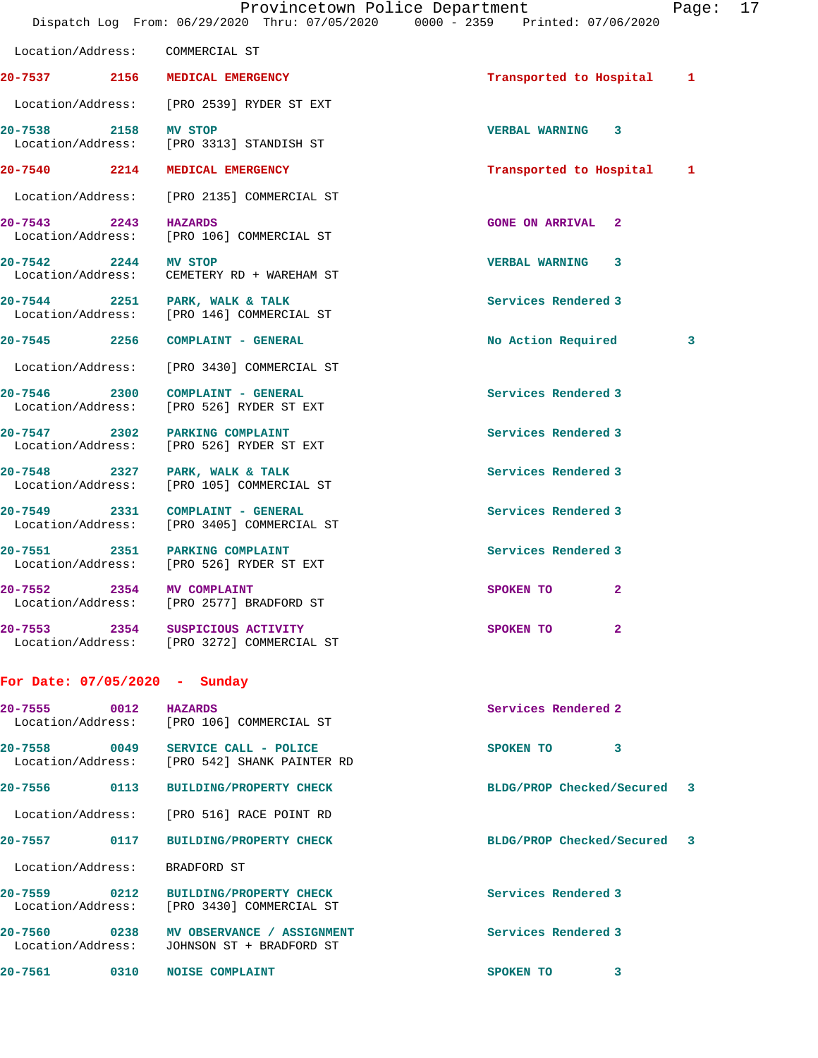Location/Address: COMMERCIAL ST

| Call # | Time | Call Type | Disposition | Priority |
|---|---|---|---|---|
| 20-7537 | 2156 | MEDICAL EMERGENCY | Transported to Hospital | 1 |
| | | Location/Address: [PRO 2539] RYDER ST EXT | | |
| 20-7538 | 2158 | MV STOP | VERBAL WARNING | 3 |
| | | Location/Address: [PRO 3313] STANDISH ST | | |
| 20-7540 | 2214 | MEDICAL EMERGENCY | Transported to Hospital | 1 |
| | | Location/Address: [PRO 2135] COMMERCIAL ST | | |
| 20-7543 | 2243 | HAZARDS | GONE ON ARRIVAL | 2 |
| | | Location/Address: [PRO 106] COMMERCIAL ST | | |
| 20-7542 | 2244 | MV STOP | VERBAL WARNING | 3 |
| | | Location/Address: CEMETERY RD + WAREHAM ST | | |
| 20-7544 | 2251 | PARK, WALK & TALK | Services Rendered | 3 |
| | | Location/Address: [PRO 146] COMMERCIAL ST | | |
| 20-7545 | 2256 | COMPLAINT - GENERAL | No Action Required | 3 |
| | | Location/Address: [PRO 3430] COMMERCIAL ST | | |
| 20-7546 | 2300 | COMPLAINT - GENERAL | Services Rendered | 3 |
| | | Location/Address: [PRO 526] RYDER ST EXT | | |
| 20-7547 | 2302 | PARKING COMPLAINT | Services Rendered | 3 |
| | | Location/Address: [PRO 526] RYDER ST EXT | | |
| 20-7548 | 2327 | PARK, WALK & TALK | Services Rendered | 3 |
| | | Location/Address: [PRO 105] COMMERCIAL ST | | |
| 20-7549 | 2331 | COMPLAINT - GENERAL | Services Rendered | 3 |
| | | Location/Address: [PRO 3405] COMMERCIAL ST | | |
| 20-7551 | 2351 | PARKING COMPLAINT | Services Rendered | 3 |
| | | Location/Address: [PRO 526] RYDER ST EXT | | |
| 20-7552 | 2354 | MV COMPLAINT | SPOKEN TO | 2 |
| | | Location/Address: [PRO 2577] BRADFORD ST | | |
| 20-7553 | 2354 | SUSPICIOUS ACTIVITY | SPOKEN TO | 2 |
| | | Location/Address: [PRO 3272] COMMERCIAL ST | | |

## For Date: 07/05/2020 - Sunday

| Call # | Time | Call Type | Disposition | Priority |
|---|---|---|---|---|
| 20-7555 | 0012 | HAZARDS | Services Rendered | 2 |
| | | Location/Address: [PRO 106] COMMERCIAL ST | | |
| 20-7558 | 0049 | SERVICE CALL - POLICE | SPOKEN TO | 3 |
| | | Location/Address: [PRO 542] SHANK PAINTER RD | | |
| 20-7556 | 0113 | BUILDING/PROPERTY CHECK | BLDG/PROP Checked/Secured | 3 |
| | | Location/Address: [PRO 516] RACE POINT RD | | |
| 20-7557 | 0117 | BUILDING/PROPERTY CHECK | BLDG/PROP Checked/Secured | 3 |
| | | Location/Address: BRADFORD ST | | |
| 20-7559 | 0212 | BUILDING/PROPERTY CHECK | Services Rendered | 3 |
| | | Location/Address: [PRO 3430] COMMERCIAL ST | | |
| 20-7560 | 0238 | MV OBSERVANCE / ASSIGNMENT | Services Rendered | 3 |
| | | Location/Address: JOHNSON ST + BRADFORD ST | | |
| 20-7561 | 0310 | NOISE COMPLAINT | SPOKEN TO | 3 |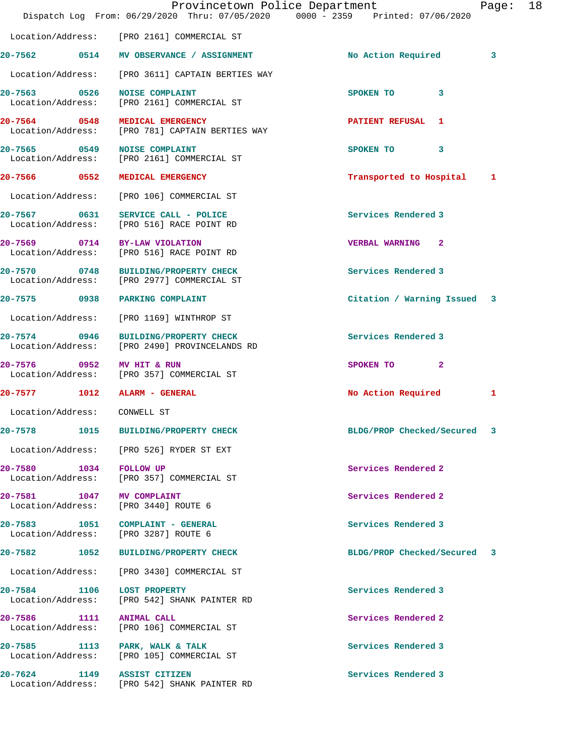Location/Address: [PRO 2161] COMMERCIAL ST

| Call # | Time | Call Reason | Action | Priority |
|---|---|---|---|---|
| 20-7562 | 0514 | MV OBSERVANCE / ASSIGNMENT | No Action Required | 3 |
| | | Location/Address: [PRO 3611] CAPTAIN BERTIES WAY | | |
| 20-7563 | 0526 | NOISE COMPLAINT | SPOKEN TO | 3 |
| | | Location/Address: [PRO 2161] COMMERCIAL ST | | |
| 20-7564 | 0548 | MEDICAL EMERGENCY | PATIENT REFUSAL | 1 |
| | | Location/Address: [PRO 781] CAPTAIN BERTIES WAY | | |
| 20-7565 | 0549 | NOISE COMPLAINT | SPOKEN TO | 3 |
| | | Location/Address: [PRO 2161] COMMERCIAL ST | | |
| 20-7566 | 0552 | MEDICAL EMERGENCY | Transported to Hospital | 1 |
| | | Location/Address: [PRO 106] COMMERCIAL ST | | |
| 20-7567 | 0631 | SERVICE CALL - POLICE | Services Rendered | 3 |
| | | Location/Address: [PRO 516] RACE POINT RD | | |
| 20-7569 | 0714 | BY-LAW VIOLATION | VERBAL WARNING | 2 |
| | | Location/Address: [PRO 516] RACE POINT RD | | |
| 20-7570 | 0748 | BUILDING/PROPERTY CHECK | Services Rendered | 3 |
| | | Location/Address: [PRO 2977] COMMERCIAL ST | | |
| 20-7575 | 0938 | PARKING COMPLAINT | Citation / Warning Issued | 3 |
| | | Location/Address: [PRO 1169] WINTHROP ST | | |
| 20-7574 | 0946 | BUILDING/PROPERTY CHECK | Services Rendered | 3 |
| | | Location/Address: [PRO 2490] PROVINCELANDS RD | | |
| 20-7576 | 0952 | MV HIT & RUN | SPOKEN TO | 2 |
| | | Location/Address: [PRO 357] COMMERCIAL ST | | |
| 20-7577 | 1012 | ALARM - GENERAL | No Action Required | 1 |
| | | Location/Address: CONWELL ST | | |
| 20-7578 | 1015 | BUILDING/PROPERTY CHECK | BLDG/PROP Checked/Secured | 3 |
| | | Location/Address: [PRO 526] RYDER ST EXT | | |
| 20-7580 | 1034 | FOLLOW UP | Services Rendered | 2 |
| | | Location/Address: [PRO 357] COMMERCIAL ST | | |
| 20-7581 | 1047 | MV COMPLAINT | Services Rendered | 2 |
| | | Location/Address: [PRO 3440] ROUTE 6 | | |
| 20-7583 | 1051 | COMPLAINT - GENERAL | Services Rendered | 3 |
| | | Location/Address: [PRO 3287] ROUTE 6 | | |
| 20-7582 | 1052 | BUILDING/PROPERTY CHECK | BLDG/PROP Checked/Secured | 3 |
| | | Location/Address: [PRO 3430] COMMERCIAL ST | | |
| 20-7584 | 1106 | LOST PROPERTY | Services Rendered | 3 |
| | | Location/Address: [PRO 542] SHANK PAINTER RD | | |
| 20-7586 | 1111 | ANIMAL CALL | Services Rendered | 2 |
| | | Location/Address: [PRO 106] COMMERCIAL ST | | |
| 20-7585 | 1113 | PARK, WALK & TALK | Services Rendered | 3 |
| | | Location/Address: [PRO 105] COMMERCIAL ST | | |
| 20-7624 | 1149 | ASSIST CITIZEN | Services Rendered | 3 |
| | | Location/Address: [PRO 542] SHANK PAINTER RD | | |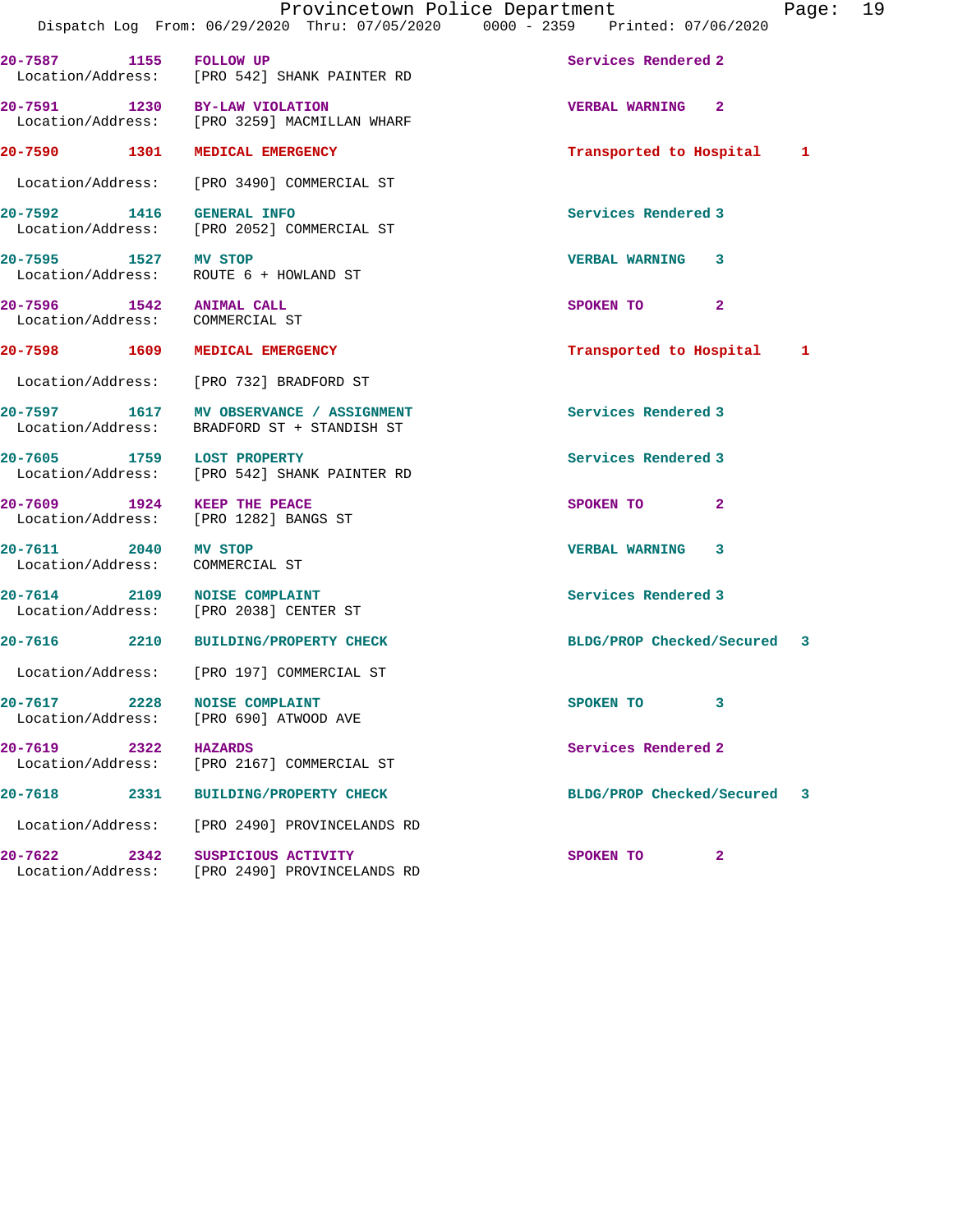20-7587 1155 FOLLOW UP Services Rendered 2
Location/Address: [PRO 542] SHANK PAINTER RD

20-7591 1230 BY-LAW VIOLATION VERBAL WARNING 2
Location/Address: [PRO 3259] MACMILLAN WHARF

20-7590 1301 MEDICAL EMERGENCY Transported to Hospital 1
Location/Address: [PRO 3490] COMMERCIAL ST

20-7592 1416 GENERAL INFO Services Rendered 3
Location/Address: [PRO 2052] COMMERCIAL ST

20-7595 1527 MV STOP VERBAL WARNING 3
Location/Address: ROUTE 6 + HOWLAND ST

20-7596 1542 ANIMAL CALL SPOKEN TO 2
Location/Address: COMMERCIAL ST

20-7598 1609 MEDICAL EMERGENCY Transported to Hospital 1
Location/Address: [PRO 732] BRADFORD ST

20-7597 1617 MV OBSERVANCE / ASSIGNMENT Services Rendered 3
Location/Address: BRADFORD ST + STANDISH ST

20-7605 1759 LOST PROPERTY Services Rendered 3
Location/Address: [PRO 542] SHANK PAINTER RD

20-7609 1924 KEEP THE PEACE SPOKEN TO 2
Location/Address: [PRO 1282] BANGS ST

20-7611 2040 MV STOP VERBAL WARNING 3
Location/Address: COMMERCIAL ST

20-7614 2109 NOISE COMPLAINT Services Rendered 3
Location/Address: [PRO 2038] CENTER ST

20-7616 2210 BUILDING/PROPERTY CHECK BLDG/PROP Checked/Secured 3
Location/Address: [PRO 197] COMMERCIAL ST

20-7617 2228 NOISE COMPLAINT SPOKEN TO 3
Location/Address: [PRO 690] ATWOOD AVE

20-7619 2322 HAZARDS Services Rendered 2
Location/Address: [PRO 2167] COMMERCIAL ST

20-7618 2331 BUILDING/PROPERTY CHECK BLDG/PROP Checked/Secured 3
Location/Address: [PRO 2490] PROVINCELANDS RD

20-7622 2342 SUSPICIOUS ACTIVITY SPOKEN TO 2
Location/Address: [PRO 2490] PROVINCELANDS RD